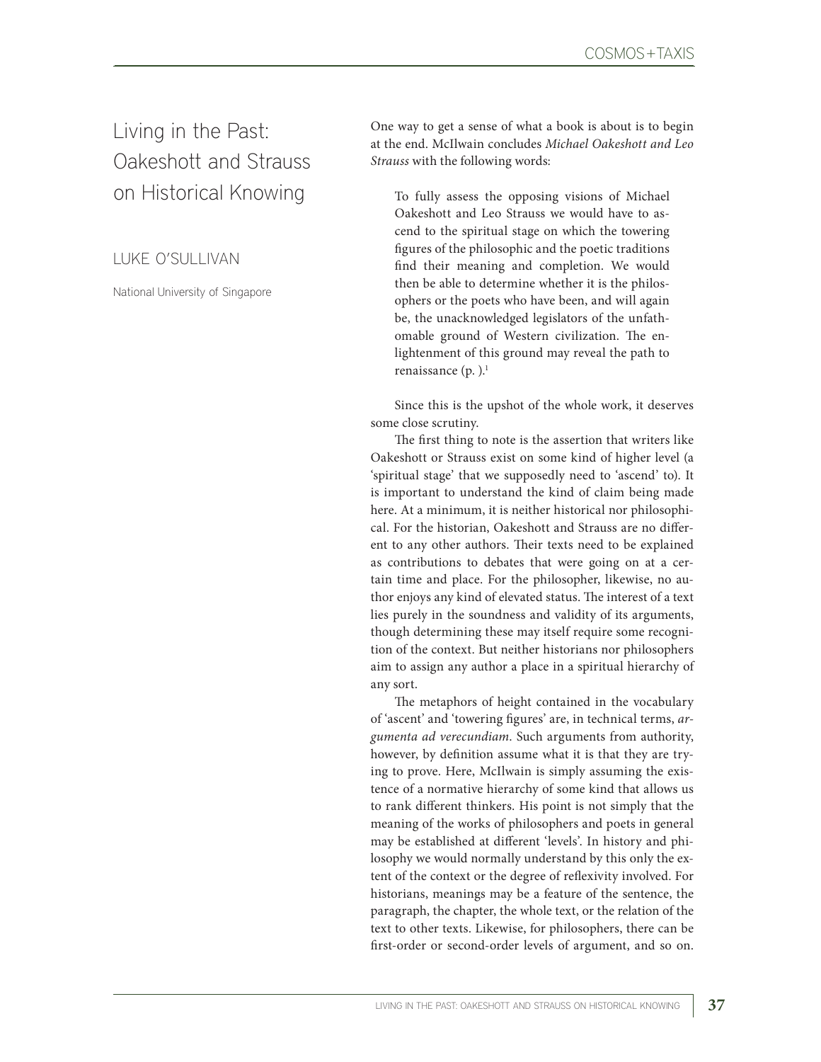# Living in the Past: Oakeshott and Strauss on Historical Knowing

LUKE O'SULLIVAN

National University of Singapore

One way to get a sense of what a book is about is to begin at the end. McIlwain concludes *Michael Oakeshott and Leo Strauss* with the following words:

> To fully assess the opposing visions of Michael Oakeshott and Leo Strauss we would have to ascend to the spiritual stage on which the towering figures of the philosophic and the poetic traditions find their meaning and completion. We would then be able to determine whether it is the philosophers or the poets who have been, and will again be, the unacknowledged legislators of the unfathomable ground of Western civilization. The enlightenment of this ground may reveal the path to renaissance (p. ).[1]

Since this is the upshot of the whole work, it deserves some close scrutiny.

The first thing to note is the assertion that writers like Oakeshott or Strauss exist on some kind of higher level (a 'spiritual stage' that we supposedly need to 'ascend' to). It is important to understand the kind of claim being made here. At a minimum, it is neither historical nor philosophical. For the historian, Oakeshott and Strauss are no different to any other authors. Their texts need to be explained as contributions to debates that were going on at a certain time and place. For the philosopher, likewise, no author enjoys any kind of elevated status. The interest of a text lies purely in the soundness and validity of its arguments, though determining these may itself require some recognition of the context. But neither historians nor philosophers aim to assign any author a place in a spiritual hierarchy of any sort.

The metaphors of height contained in the vocabulary of 'ascent' and 'towering figures' are, in technical terms, *argumenta ad verecundiam*. Such arguments from authority, however, by definition assume what it is that they are trying to prove. Here, McIlwain is simply assuming the existence of a normative hierarchy of some kind that allows us to rank different thinkers. His point is not simply that the meaning of the works of philosophers and poets in general may be established at different 'levels'. In history and philosophy we would normally understand by this only the extent of the context or the degree of reflexivity involved. For historians, meanings may be a feature of the sentence, the paragraph, the chapter, the whole text, or the relation of the text to other texts. Likewise, for philosophers, there can be first-order or second-order levels of argument, and so on.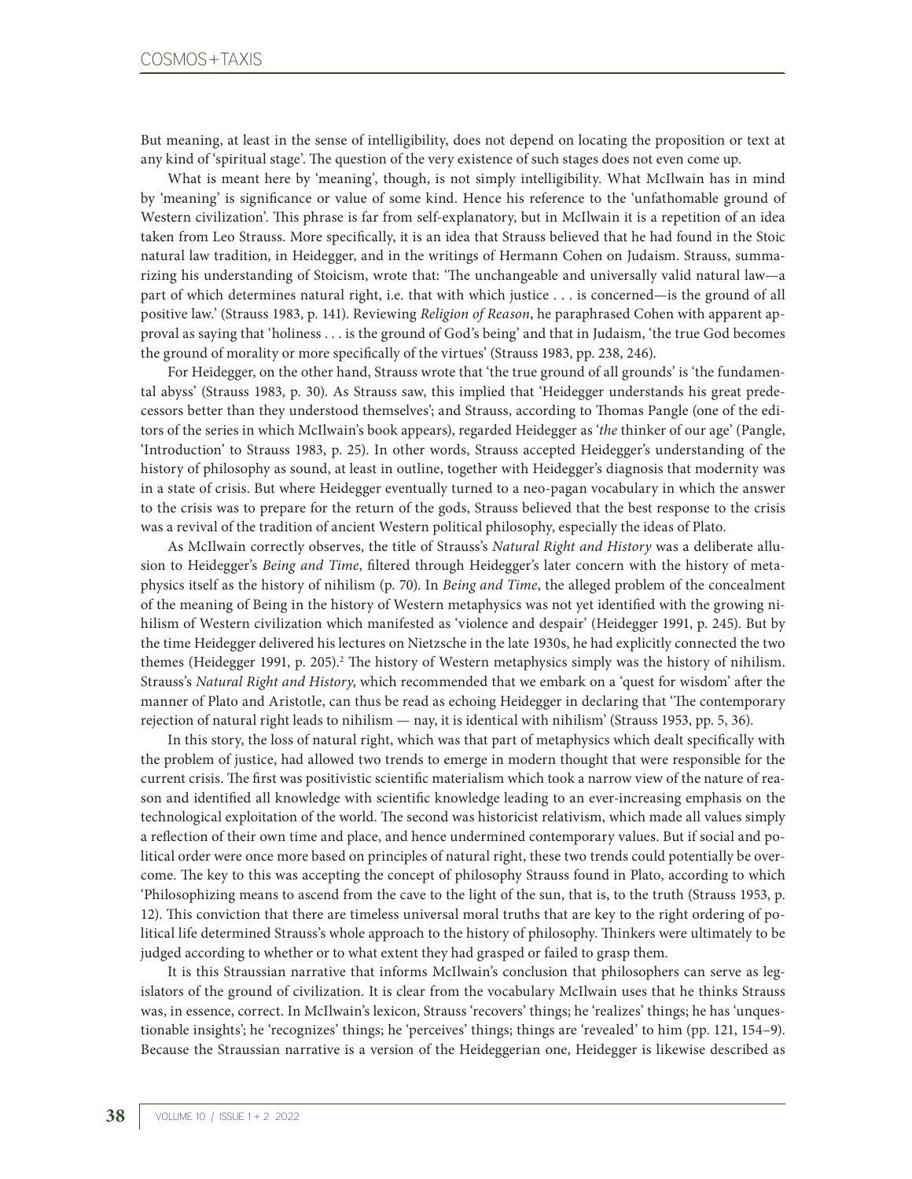But meaning, at least in the sense of intelligibility, does not depend on locating the proposition or text at any kind of 'spiritual stage'. The question of the very existence of such stages does not even come up.

What is meant here by 'meaning', though, is not simply intelligibility. What McIlwain has in mind by 'meaning' is significance or value of some kind. Hence his reference to the 'unfathomable ground of Western civilization'. This phrase is far from self-explanatory, but in McIlwain it is a repetition of an idea taken from Leo Strauss. More specifically, it is an idea that Strauss believed that he had found in the Stoic natural law tradition, in Heidegger, and in the writings of Hermann Cohen on Judaism. Strauss, summarizing his understanding of Stoicism, wrote that: 'The unchangeable and universally valid natural law—a part of which determines natural right, i.e. that with which justice . . . is concerned—is the ground of all positive law.' (Strauss 1983, p. 141). Reviewing *Religion of Reason*, he paraphrased Cohen with apparent approval as saying that 'holiness . . . is the ground of God's being' and that in Judaism, 'the true God becomes the ground of morality or more specifically of the virtues' (Strauss 1983, pp. 238, 246).

For Heidegger, on the other hand, Strauss wrote that 'the true ground of all grounds' is 'the fundamental abyss' (Strauss 1983, p. 30). As Strauss saw, this implied that 'Heidegger understands his great predecessors better than they understood themselves'; and Strauss, according to Thomas Pangle (one of the editors of the series in which McIlwain's book appears), regarded Heidegger as '*the* thinker of our age' (Pangle, 'Introduction' to Strauss 1983, p. 25). In other words, Strauss accepted Heidegger's understanding of the history of philosophy as sound, at least in outline, together with Heidegger's diagnosis that modernity was in a state of crisis. But where Heidegger eventually turned to a neo-pagan vocabulary in which the answer to the crisis was to prepare for the return of the gods, Strauss believed that the best response to the crisis was a revival of the tradition of ancient Western political philosophy, especially the ideas of Plato.

As McIlwain correctly observes, the title of Strauss's *Natural Right and History* was a deliberate allusion to Heidegger's *Being and Time*, filtered through Heidegger's later concern with the history of metaphysics itself as the history of nihilism (p. 70). In *Being and Time*, the alleged problem of the concealment of the meaning of Being in the history of Western metaphysics was not yet identified with the growing nihilism of Western civilization which manifested as 'violence and despair' (Heidegger 1991, p. 245). But by the time Heidegger delivered his lectures on Nietzsche in the late 1930s, he had explicitly connected the two themes (Heidegger 1991, p. 205).[2] The history of Western metaphysics simply was the history of nihilism. Strauss's *Natural Right and History*, which recommended that we embark on a 'quest for wisdom' after the manner of Plato and Aristotle, can thus be read as echoing Heidegger in declaring that 'The contemporary rejection of natural right leads to nihilism — nay, it is identical with nihilism' (Strauss 1953, pp. 5, 36).

In this story, the loss of natural right, which was that part of metaphysics which dealt specifically with the problem of justice, had allowed two trends to emerge in modern thought that were responsible for the current crisis. The first was positivistic scientific materialism which took a narrow view of the nature of reason and identified all knowledge with scientific knowledge leading to an ever-increasing emphasis on the technological exploitation of the world. The second was historicist relativism, which made all values simply a reflection of their own time and place, and hence undermined contemporary values. But if social and political order were once more based on principles of natural right, these two trends could potentially be overcome. The key to this was accepting the concept of philosophy Strauss found in Plato, according to which 'Philosophizing means to ascend from the cave to the light of the sun, that is, to the truth (Strauss 1953, p. 12). This conviction that there are timeless universal moral truths that are key to the right ordering of political life determined Strauss's whole approach to the history of philosophy. Thinkers were ultimately to be judged according to whether or to what extent they had grasped or failed to grasp them.

It is this Straussian narrative that informs McIlwain's conclusion that philosophers can serve as legislators of the ground of civilization. It is clear from the vocabulary McIlwain uses that he thinks Strauss was, in essence, correct. In McIlwain's lexicon, Strauss 'recovers' things; he 'realizes' things; he has 'unquestionable insights'; he 'recognizes' things; he 'perceives' things; things are 'revealed' to him (pp. 121, 154–9). Because the Straussian narrative is a version of the Heideggerian one, Heidegger is likewise described as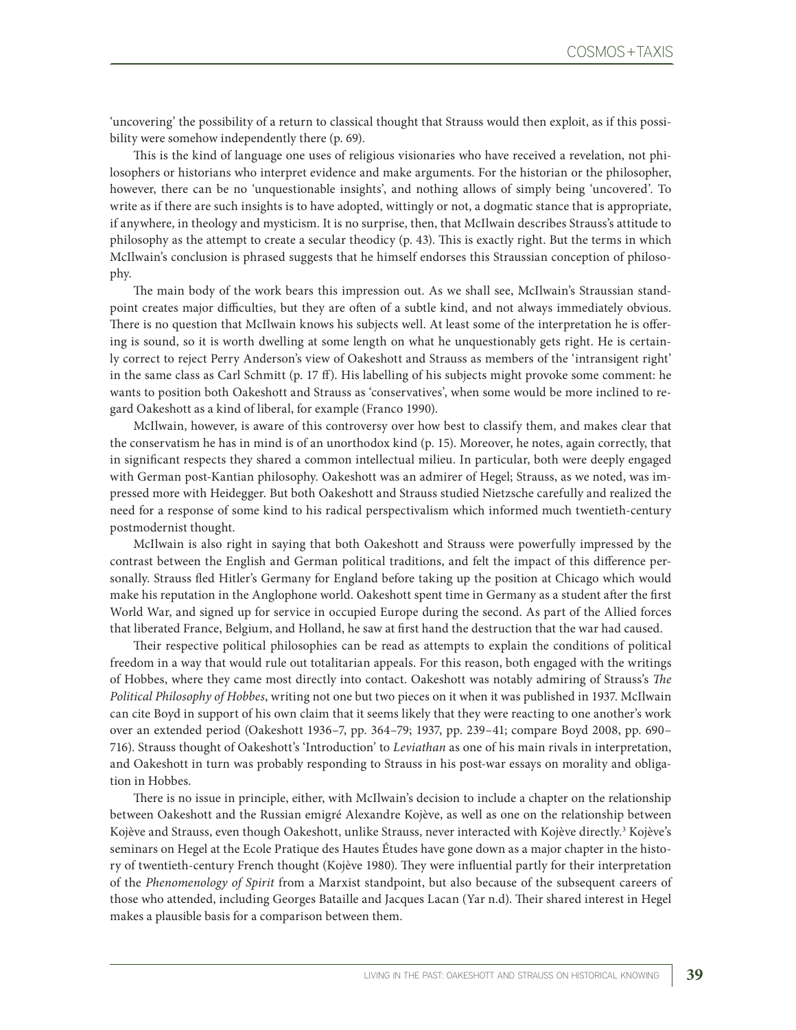'uncovering' the possibility of a return to classical thought that Strauss would then exploit, as if this possibility were somehow independently there (p. 69).

This is the kind of language one uses of religious visionaries who have received a revelation, not philosophers or historians who interpret evidence and make arguments. For the historian or the philosopher, however, there can be no 'unquestionable insights', and nothing allows of simply being 'uncovered'. To write as if there are such insights is to have adopted, wittingly or not, a dogmatic stance that is appropriate, if anywhere, in theology and mysticism. It is no surprise, then, that McIlwain describes Strauss's attitude to philosophy as the attempt to create a secular theodicy (p. 43). This is exactly right. But the terms in which McIlwain's conclusion is phrased suggests that he himself endorses this Straussian conception of philosophy.

The main body of the work bears this impression out. As we shall see, McIlwain's Straussian standpoint creates major difficulties, but they are often of a subtle kind, and not always immediately obvious. There is no question that McIlwain knows his subjects well. At least some of the interpretation he is offering is sound, so it is worth dwelling at some length on what he unquestionably gets right. He is certainly correct to reject Perry Anderson's view of Oakeshott and Strauss as members of the 'intransigent right' in the same class as Carl Schmitt (p. 17 ff). His labelling of his subjects might provoke some comment: he wants to position both Oakeshott and Strauss as 'conservatives', when some would be more inclined to regard Oakeshott as a kind of liberal, for example (Franco 1990).

McIlwain, however, is aware of this controversy over how best to classify them, and makes clear that the conservatism he has in mind is of an unorthodox kind (p. 15). Moreover, he notes, again correctly, that in significant respects they shared a common intellectual milieu. In particular, both were deeply engaged with German post-Kantian philosophy. Oakeshott was an admirer of Hegel; Strauss, as we noted, was impressed more with Heidegger. But both Oakeshott and Strauss studied Nietzsche carefully and realized the need for a response of some kind to his radical perspectivalism which informed much twentieth-century postmodernist thought.

McIlwain is also right in saying that both Oakeshott and Strauss were powerfully impressed by the contrast between the English and German political traditions, and felt the impact of this difference personally. Strauss fled Hitler's Germany for England before taking up the position at Chicago which would make his reputation in the Anglophone world. Oakeshott spent time in Germany as a student after the first World War, and signed up for service in occupied Europe during the second. As part of the Allied forces that liberated France, Belgium, and Holland, he saw at first hand the destruction that the war had caused.

Their respective political philosophies can be read as attempts to explain the conditions of political freedom in a way that would rule out totalitarian appeals. For this reason, both engaged with the writings of Hobbes, where they came most directly into contact. Oakeshott was notably admiring of Strauss's *The Political Philosophy of Hobbes*, writing not one but two pieces on it when it was published in 1937. McIlwain can cite Boyd in support of his own claim that it seems likely that they were reacting to one another's work over an extended period (Oakeshott 1936–7, pp. 364–79; 1937, pp. 239–41; compare Boyd 2008, pp. 690–716). Strauss thought of Oakeshott's 'Introduction' to *Leviathan* as one of his main rivals in interpretation, and Oakeshott in turn was probably responding to Strauss in his post-war essays on morality and obligation in Hobbes.

There is no issue in principle, either, with McIlwain's decision to include a chapter on the relationship between Oakeshott and the Russian emigré Alexandre Kojève, as well as one on the relationship between Kojève and Strauss, even though Oakeshott, unlike Strauss, never interacted with Kojève directly.[3] Kojève's seminars on Hegel at the Ecole Pratique des Hautes Études have gone down as a major chapter in the history of twentieth-century French thought (Kojève 1980). They were influential partly for their interpretation of the *Phenomenology of Spirit* from a Marxist standpoint, but also because of the subsequent careers of those who attended, including Georges Bataille and Jacques Lacan (Yar n.d). Their shared interest in Hegel makes a plausible basis for a comparison between them.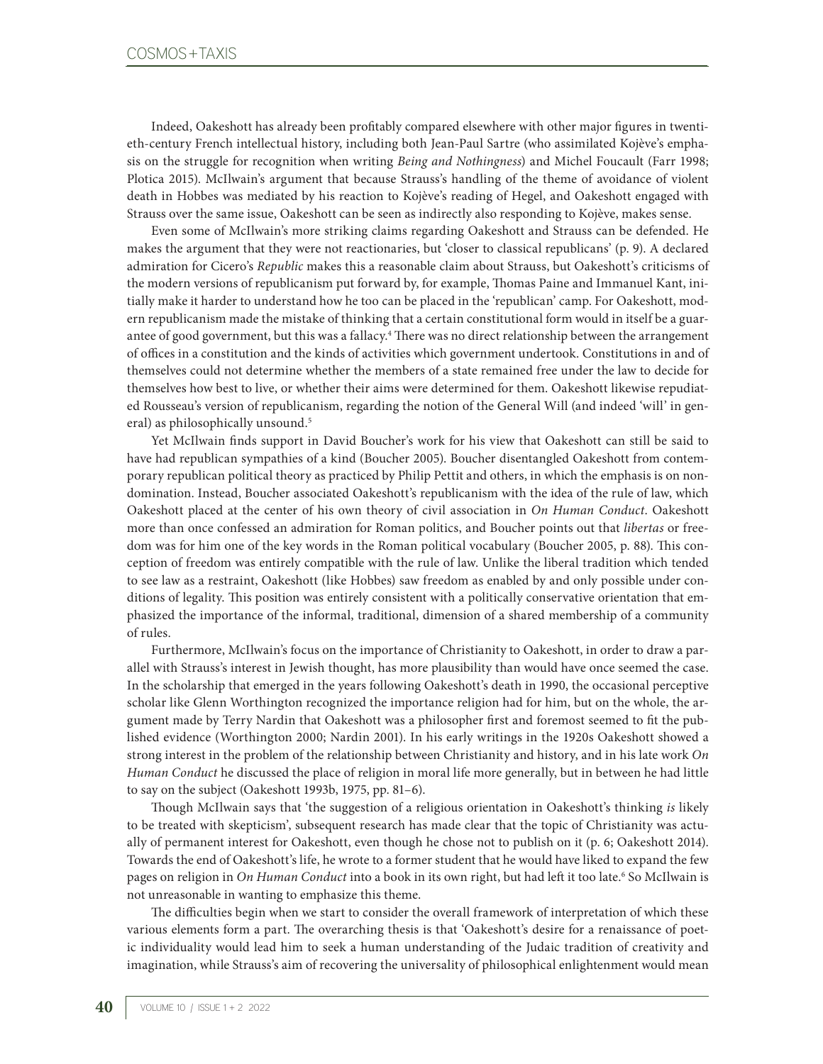Indeed, Oakeshott has already been profitably compared elsewhere with other major figures in twentieth-century French intellectual history, including both Jean-Paul Sartre (who assimilated Kojève's emphasis on the struggle for recognition when writing *Being and Nothingness*) and Michel Foucault (Farr 1998; Plotica 2015). McIlwain's argument that because Strauss's handling of the theme of avoidance of violent death in Hobbes was mediated by his reaction to Kojève's reading of Hegel, and Oakeshott engaged with Strauss over the same issue, Oakeshott can be seen as indirectly also responding to Kojève, makes sense.

Even some of McIlwain's more striking claims regarding Oakeshott and Strauss can be defended. He makes the argument that they were not reactionaries, but 'closer to classical republicans' (p. 9). A declared admiration for Cicero's *Republic* makes this a reasonable claim about Strauss, but Oakeshott's criticisms of the modern versions of republicanism put forward by, for example, Thomas Paine and Immanuel Kant, initially make it harder to understand how he too can be placed in the 'republican' camp. For Oakeshott, modern republicanism made the mistake of thinking that a certain constitutional form would in itself be a guarantee of good government, but this was a fallacy.[4] There was no direct relationship between the arrangement of offices in a constitution and the kinds of activities which government undertook. Constitutions in and of themselves could not determine whether the members of a state remained free under the law to decide for themselves how best to live, or whether their aims were determined for them. Oakeshott likewise repudiated Rousseau's version of republicanism, regarding the notion of the General Will (and indeed 'will' in general) as philosophically unsound.[5]

Yet McIlwain finds support in David Boucher's work for his view that Oakeshott can still be said to have had republican sympathies of a kind (Boucher 2005). Boucher disentangled Oakeshott from contemporary republican political theory as practiced by Philip Pettit and others, in which the emphasis is on nondomination. Instead, Boucher associated Oakeshott's republicanism with the idea of the rule of law, which Oakeshott placed at the center of his own theory of civil association in *On Human Conduct*. Oakeshott more than once confessed an admiration for Roman politics, and Boucher points out that *libertas* or freedom was for him one of the key words in the Roman political vocabulary (Boucher 2005, p. 88). This conception of freedom was entirely compatible with the rule of law. Unlike the liberal tradition which tended to see law as a restraint, Oakeshott (like Hobbes) saw freedom as enabled by and only possible under conditions of legality. This position was entirely consistent with a politically conservative orientation that emphasized the importance of the informal, traditional, dimension of a shared membership of a community of rules.

Furthermore, McIlwain's focus on the importance of Christianity to Oakeshott, in order to draw a parallel with Strauss's interest in Jewish thought, has more plausibility than would have once seemed the case. In the scholarship that emerged in the years following Oakeshott's death in 1990, the occasional perceptive scholar like Glenn Worthington recognized the importance religion had for him, but on the whole, the argument made by Terry Nardin that Oakeshott was a philosopher first and foremost seemed to fit the published evidence (Worthington 2000; Nardin 2001). In his early writings in the 1920s Oakeshott showed a strong interest in the problem of the relationship between Christianity and history, and in his late work *On Human Conduct* he discussed the place of religion in moral life more generally, but in between he had little to say on the subject (Oakeshott 1993b, 1975, pp. 81–6).

Though McIlwain says that 'the suggestion of a religious orientation in Oakeshott's thinking *is* likely to be treated with skepticism', subsequent research has made clear that the topic of Christianity was actually of permanent interest for Oakeshott, even though he chose not to publish on it (p. 6; Oakeshott 2014). Towards the end of Oakeshott's life, he wrote to a former student that he would have liked to expand the few pages on religion in *On Human Conduct* into a book in its own right, but had left it too late.[6] So McIlwain is not unreasonable in wanting to emphasize this theme.

The difficulties begin when we start to consider the overall framework of interpretation of which these various elements form a part. The overarching thesis is that 'Oakeshott's desire for a renaissance of poetic individuality would lead him to seek a human understanding of the Judaic tradition of creativity and imagination, while Strauss's aim of recovering the universality of philosophical enlightenment would mean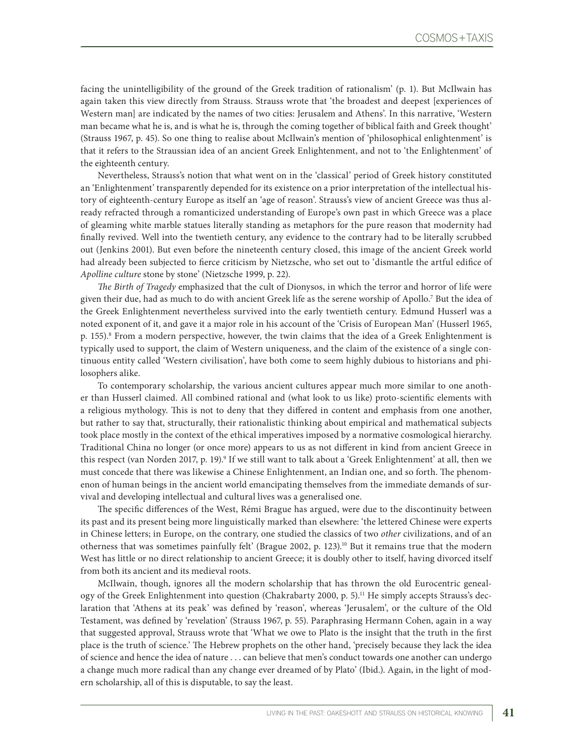facing the unintelligibility of the ground of the Greek tradition of rationalism' (p. 1). But McIlwain has again taken this view directly from Strauss. Strauss wrote that 'the broadest and deepest [experiences of Western man] are indicated by the names of two cities: Jerusalem and Athens'. In this narrative, 'Western man became what he is, and is what he is, through the coming together of biblical faith and Greek thought' (Strauss 1967, p. 45). So one thing to realise about McIlwain's mention of 'philosophical enlightenment' is that it refers to the Straussian idea of an ancient Greek Enlightenment, and not to 'the Enlightenment' of the eighteenth century.

Nevertheless, Strauss's notion that what went on in the 'classical' period of Greek history constituted an 'Enlightenment' transparently depended for its existence on a prior interpretation of the intellectual history of eighteenth-century Europe as itself an 'age of reason'. Strauss's view of ancient Greece was thus already refracted through a romanticized understanding of Europe's own past in which Greece was a place of gleaming white marble statues literally standing as metaphors for the pure reason that modernity had finally revived. Well into the twentieth century, any evidence to the contrary had to be literally scrubbed out (Jenkins 2001). But even before the nineteenth century closed, this image of the ancient Greek world had already been subjected to fierce criticism by Nietzsche, who set out to 'dismantle the artful edifice of *Apolline culture* stone by stone' (Nietzsche 1999, p. 22).

*The Birth of Tragedy* emphasized that the cult of Dionysos, in which the terror and horror of life were given their due, had as much to do with ancient Greek life as the serene worship of Apollo.[7] But the idea of the Greek Enlightenment nevertheless survived into the early twentieth century. Edmund Husserl was a noted exponent of it, and gave it a major role in his account of the 'Crisis of European Man' (Husserl 1965, p. 155).[8] From a modern perspective, however, the twin claims that the idea of a Greek Enlightenment is typically used to support, the claim of Western uniqueness, and the claim of the existence of a single continuous entity called 'Western civilisation', have both come to seem highly dubious to historians and philosophers alike.

To contemporary scholarship, the various ancient cultures appear much more similar to one another than Husserl claimed. All combined rational and (what look to us like) proto-scientific elements with a religious mythology. This is not to deny that they differed in content and emphasis from one another, but rather to say that, structurally, their rationalistic thinking about empirical and mathematical subjects took place mostly in the context of the ethical imperatives imposed by a normative cosmological hierarchy. Traditional China no longer (or once more) appears to us as not different in kind from ancient Greece in this respect (van Norden 2017, p. 19).[9] If we still want to talk about a 'Greek Enlightenment' at all, then we must concede that there was likewise a Chinese Enlightenment, an Indian one, and so forth. The phenomenon of human beings in the ancient world emancipating themselves from the immediate demands of survival and developing intellectual and cultural lives was a generalised one.

The specific differences of the West, Rémi Brague has argued, were due to the discontinuity between its past and its present being more linguistically marked than elsewhere: 'the lettered Chinese were experts in Chinese letters; in Europe, on the contrary, one studied the classics of two *other* civilizations, and of an otherness that was sometimes painfully felt' (Brague 2002, p. 123).[10] But it remains true that the modern West has little or no direct relationship to ancient Greece; it is doubly other to itself, having divorced itself from both its ancient and its medieval roots.

McIlwain, though, ignores all the modern scholarship that has thrown the old Eurocentric genealogy of the Greek Enlightenment into question (Chakrabarty 2000, p. 5).[11] He simply accepts Strauss's declaration that 'Athens at its peak' was defined by 'reason', whereas 'Jerusalem', or the culture of the Old Testament, was defined by 'revelation' (Strauss 1967, p. 55). Paraphrasing Hermann Cohen, again in a way that suggested approval, Strauss wrote that 'What we owe to Plato is the insight that the truth in the first place is the truth of science.' The Hebrew prophets on the other hand, 'precisely because they lack the idea of science and hence the idea of nature . . . can believe that men's conduct towards one another can undergo a change much more radical than any change ever dreamed of by Plato' (Ibid.). Again, in the light of modern scholarship, all of this is disputable, to say the least.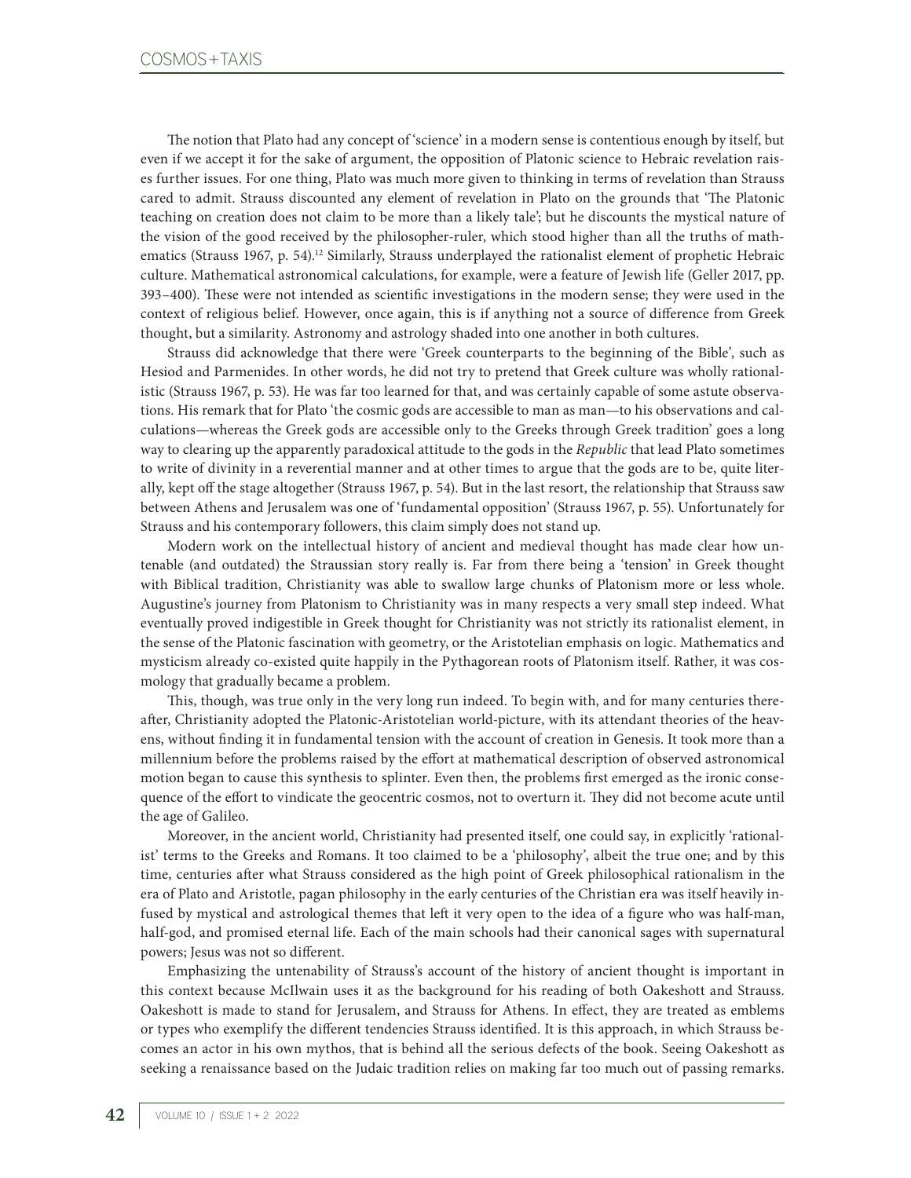The notion that Plato had any concept of 'science' in a modern sense is contentious enough by itself, but even if we accept it for the sake of argument, the opposition of Platonic science to Hebraic revelation raises further issues. For one thing, Plato was much more given to thinking in terms of revelation than Strauss cared to admit. Strauss discounted any element of revelation in Plato on the grounds that 'The Platonic teaching on creation does not claim to be more than a likely tale'; but he discounts the mystical nature of the vision of the good received by the philosopher-ruler, which stood higher than all the truths of mathematics (Strauss 1967, p. 54).[12] Similarly, Strauss underplayed the rationalist element of prophetic Hebraic culture. Mathematical astronomical calculations, for example, were a feature of Jewish life (Geller 2017, pp. 393–400). These were not intended as scientific investigations in the modern sense; they were used in the context of religious belief. However, once again, this is if anything not a source of difference from Greek thought, but a similarity. Astronomy and astrology shaded into one another in both cultures.

Strauss did acknowledge that there were 'Greek counterparts to the beginning of the Bible', such as Hesiod and Parmenides. In other words, he did not try to pretend that Greek culture was wholly rationalistic (Strauss 1967, p. 53). He was far too learned for that, and was certainly capable of some astute observations. His remark that for Plato 'the cosmic gods are accessible to man as man—to his observations and calculations—whereas the Greek gods are accessible only to the Greeks through Greek tradition' goes a long way to clearing up the apparently paradoxical attitude to the gods in the *Republic* that lead Plato sometimes to write of divinity in a reverential manner and at other times to argue that the gods are to be, quite literally, kept off the stage altogether (Strauss 1967, p. 54). But in the last resort, the relationship that Strauss saw between Athens and Jerusalem was one of 'fundamental opposition' (Strauss 1967, p. 55). Unfortunately for Strauss and his contemporary followers, this claim simply does not stand up.

Modern work on the intellectual history of ancient and medieval thought has made clear how untenable (and outdated) the Straussian story really is. Far from there being a 'tension' in Greek thought with Biblical tradition, Christianity was able to swallow large chunks of Platonism more or less whole. Augustine's journey from Platonism to Christianity was in many respects a very small step indeed. What eventually proved indigestible in Greek thought for Christianity was not strictly its rationalist element, in the sense of the Platonic fascination with geometry, or the Aristotelian emphasis on logic. Mathematics and mysticism already co-existed quite happily in the Pythagorean roots of Platonism itself. Rather, it was cosmology that gradually became a problem.

This, though, was true only in the very long run indeed. To begin with, and for many centuries thereafter, Christianity adopted the Platonic-Aristotelian world-picture, with its attendant theories of the heavens, without finding it in fundamental tension with the account of creation in Genesis. It took more than a millennium before the problems raised by the effort at mathematical description of observed astronomical motion began to cause this synthesis to splinter. Even then, the problems first emerged as the ironic consequence of the effort to vindicate the geocentric cosmos, not to overturn it. They did not become acute until the age of Galileo.

Moreover, in the ancient world, Christianity had presented itself, one could say, in explicitly 'rationalist' terms to the Greeks and Romans. It too claimed to be a 'philosophy', albeit the true one; and by this time, centuries after what Strauss considered as the high point of Greek philosophical rationalism in the era of Plato and Aristotle, pagan philosophy in the early centuries of the Christian era was itself heavily infused by mystical and astrological themes that left it very open to the idea of a figure who was half-man, half-god, and promised eternal life. Each of the main schools had their canonical sages with supernatural powers; Jesus was not so different.

Emphasizing the untenability of Strauss's account of the history of ancient thought is important in this context because McIlwain uses it as the background for his reading of both Oakeshott and Strauss. Oakeshott is made to stand for Jerusalem, and Strauss for Athens. In effect, they are treated as emblems or types who exemplify the different tendencies Strauss identified. It is this approach, in which Strauss becomes an actor in his own mythos, that is behind all the serious defects of the book. Seeing Oakeshott as seeking a renaissance based on the Judaic tradition relies on making far too much out of passing remarks.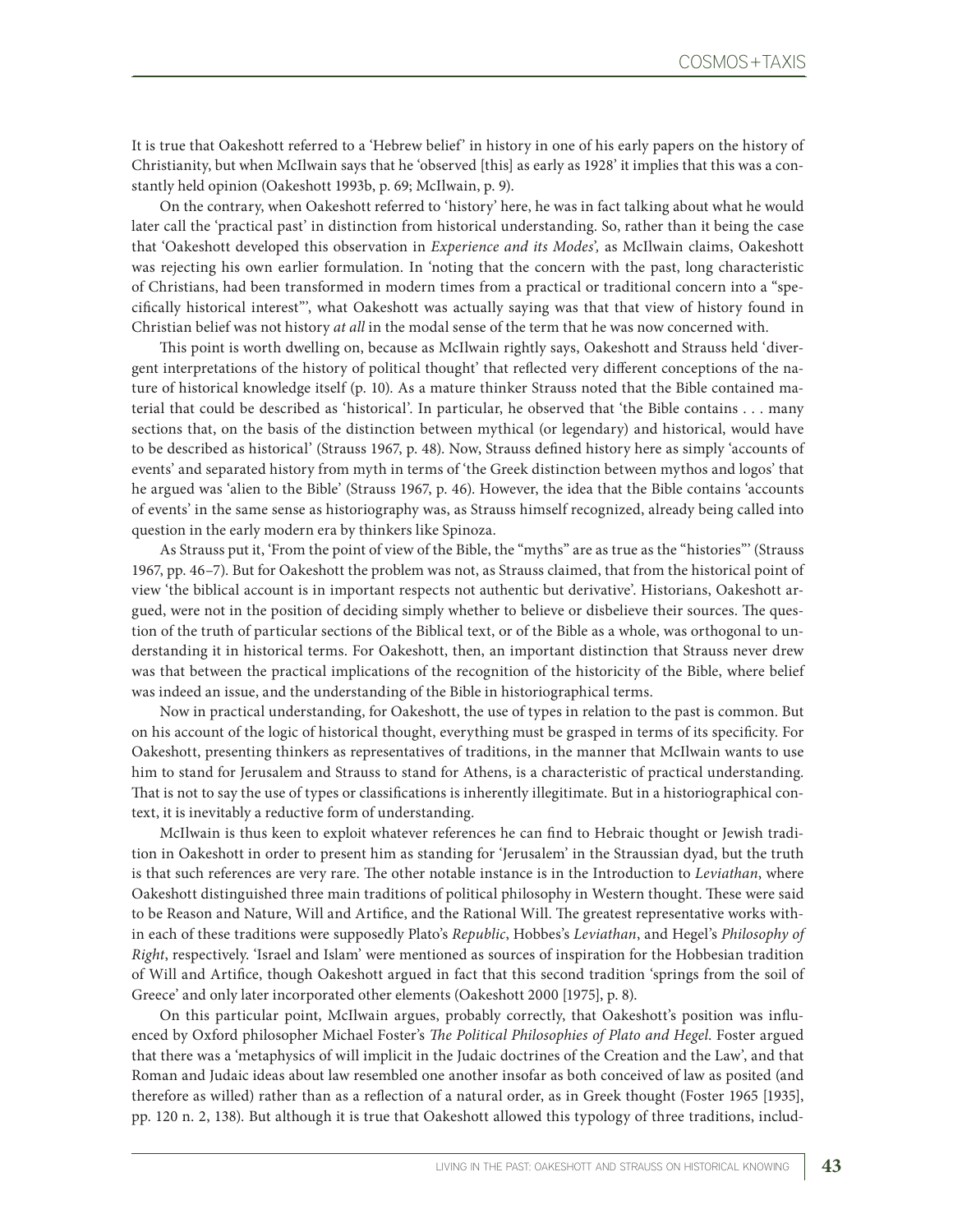It is true that Oakeshott referred to a 'Hebrew belief' in history in one of his early papers on the history of Christianity, but when McIlwain says that he 'observed [this] as early as 1928' it implies that this was a constantly held opinion (Oakeshott 1993b, p. 69; McIlwain, p. 9).

On the contrary, when Oakeshott referred to 'history' here, he was in fact talking about what he would later call the 'practical past' in distinction from historical understanding. So, rather than it being the case that 'Oakeshott developed this observation in *Experience and its Modes*', as McIlwain claims, Oakeshott was rejecting his own earlier formulation. In 'noting that the concern with the past, long characteristic of Christians, had been transformed in modern times from a practical or traditional concern into a "specifically historical interest"', what Oakeshott was actually saying was that that view of history found in Christian belief was not history *at all* in the modal sense of the term that he was now concerned with.

This point is worth dwelling on, because as McIlwain rightly says, Oakeshott and Strauss held 'divergent interpretations of the history of political thought' that reflected very different conceptions of the nature of historical knowledge itself (p. 10). As a mature thinker Strauss noted that the Bible contained material that could be described as 'historical'. In particular, he observed that 'the Bible contains . . . many sections that, on the basis of the distinction between mythical (or legendary) and historical, would have to be described as historical' (Strauss 1967, p. 48). Now, Strauss defined history here as simply 'accounts of events' and separated history from myth in terms of 'the Greek distinction between mythos and logos' that he argued was 'alien to the Bible' (Strauss 1967, p. 46). However, the idea that the Bible contains 'accounts of events' in the same sense as historiography was, as Strauss himself recognized, already being called into question in the early modern era by thinkers like Spinoza.

As Strauss put it, 'From the point of view of the Bible, the "myths" are as true as the "histories"' (Strauss 1967, pp. 46–7). But for Oakeshott the problem was not, as Strauss claimed, that from the historical point of view 'the biblical account is in important respects not authentic but derivative'. Historians, Oakeshott argued, were not in the position of deciding simply whether to believe or disbelieve their sources. The question of the truth of particular sections of the Biblical text, or of the Bible as a whole, was orthogonal to understanding it in historical terms. For Oakeshott, then, an important distinction that Strauss never drew was that between the practical implications of the recognition of the historicity of the Bible, where belief was indeed an issue, and the understanding of the Bible in historiographical terms.

Now in practical understanding, for Oakeshott, the use of types in relation to the past is common. But on his account of the logic of historical thought, everything must be grasped in terms of its specificity. For Oakeshott, presenting thinkers as representatives of traditions, in the manner that McIlwain wants to use him to stand for Jerusalem and Strauss to stand for Athens, is a characteristic of practical understanding. That is not to say the use of types or classifications is inherently illegitimate. But in a historiographical context, it is inevitably a reductive form of understanding.

McIlwain is thus keen to exploit whatever references he can find to Hebraic thought or Jewish tradition in Oakeshott in order to present him as standing for 'Jerusalem' in the Straussian dyad, but the truth is that such references are very rare. The other notable instance is in the Introduction to *Leviathan*, where Oakeshott distinguished three main traditions of political philosophy in Western thought. These were said to be Reason and Nature, Will and Artifice, and the Rational Will. The greatest representative works within each of these traditions were supposedly Plato's *Republic*, Hobbes's *Leviathan*, and Hegel's *Philosophy of Right*, respectively. 'Israel and Islam' were mentioned as sources of inspiration for the Hobbesian tradition of Will and Artifice, though Oakeshott argued in fact that this second tradition 'springs from the soil of Greece' and only later incorporated other elements (Oakeshott 2000 [1975], p. 8).

On this particular point, McIlwain argues, probably correctly, that Oakeshott's position was influenced by Oxford philosopher Michael Foster's *The Political Philosophies of Plato and Hegel*. Foster argued that there was a 'metaphysics of will implicit in the Judaic doctrines of the Creation and the Law', and that Roman and Judaic ideas about law resembled one another insofar as both conceived of law as posited (and therefore as willed) rather than as a reflection of a natural order, as in Greek thought (Foster 1965 [1935], pp. 120 n. 2, 138). But although it is true that Oakeshott allowed this typology of three traditions, includ-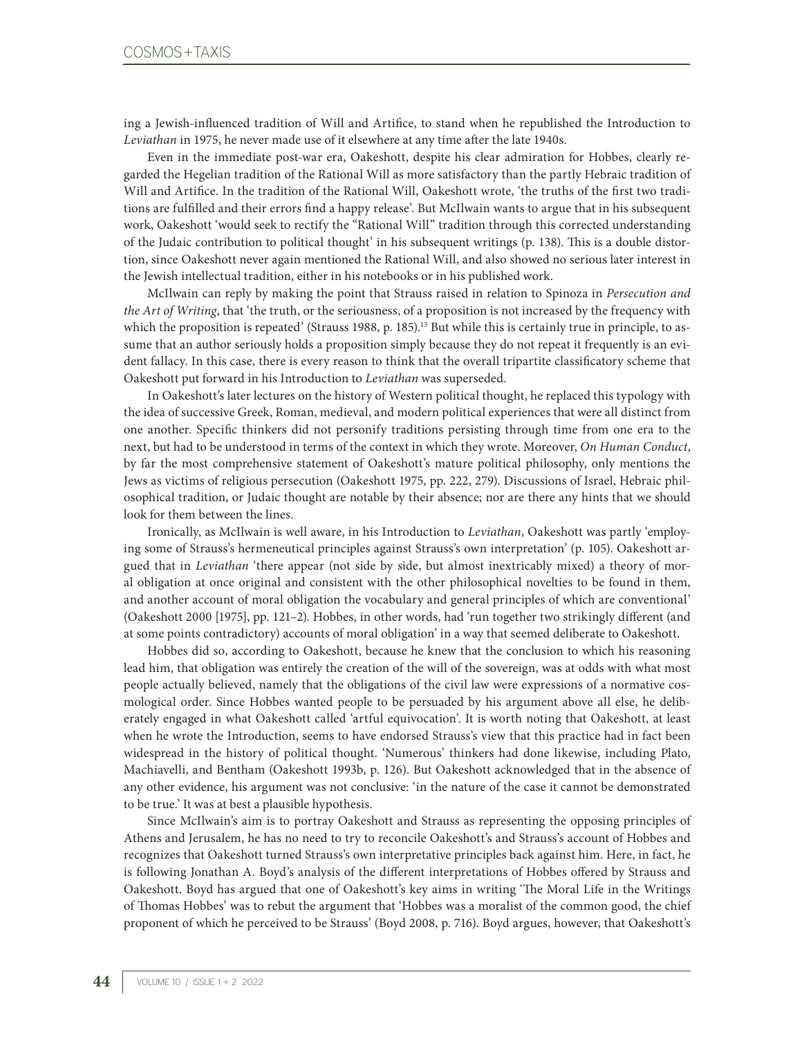ing a Jewish-influenced tradition of Will and Artifice, to stand when he republished the Introduction to *Leviathan* in 1975, he never made use of it elsewhere at any time after the late 1940s.

Even in the immediate post-war era, Oakeshott, despite his clear admiration for Hobbes, clearly regarded the Hegelian tradition of the Rational Will as more satisfactory than the partly Hebraic tradition of Will and Artifice. In the tradition of the Rational Will, Oakeshott wrote, 'the truths of the first two traditions are fulfilled and their errors find a happy release'. But McIlwain wants to argue that in his subsequent work, Oakeshott 'would seek to rectify the "Rational Will" tradition through this corrected understanding of the Judaic contribution to political thought' in his subsequent writings (p. 138). This is a double distortion, since Oakeshott never again mentioned the Rational Will, and also showed no serious later interest in the Jewish intellectual tradition, either in his notebooks or in his published work.

McIlwain can reply by making the point that Strauss raised in relation to Spinoza in *Persecution and the Art of Writing*, that 'the truth, or the seriousness, of a proposition is not increased by the frequency with which the proposition is repeated' (Strauss 1988, p. 185).[13] But while this is certainly true in principle, to assume that an author seriously holds a proposition simply because they do not repeat it frequently is an evident fallacy. In this case, there is every reason to think that the overall tripartite classificatory scheme that Oakeshott put forward in his Introduction to *Leviathan* was superseded.

In Oakeshott's later lectures on the history of Western political thought, he replaced this typology with the idea of successive Greek, Roman, medieval, and modern political experiences that were all distinct from one another. Specific thinkers did not personify traditions persisting through time from one era to the next, but had to be understood in terms of the context in which they wrote. Moreover, *On Human Conduct*, by far the most comprehensive statement of Oakeshott's mature political philosophy, only mentions the Jews as victims of religious persecution (Oakeshott 1975, pp. 222, 279). Discussions of Israel, Hebraic philosophical tradition, or Judaic thought are notable by their absence; nor are there any hints that we should look for them between the lines.

Ironically, as McIlwain is well aware, in his Introduction to *Leviathan*, Oakeshott was partly 'employing some of Strauss's hermeneutical principles against Strauss's own interpretation' (p. 105). Oakeshott argued that in *Leviathan* 'there appear (not side by side, but almost inextricably mixed) a theory of moral obligation at once original and consistent with the other philosophical novelties to be found in them, and another account of moral obligation the vocabulary and general principles of which are conventional' (Oakeshott 2000 [1975], pp. 121–2). Hobbes, in other words, had 'run together two strikingly different (and at some points contradictory) accounts of moral obligation' in a way that seemed deliberate to Oakeshott.

Hobbes did so, according to Oakeshott, because he knew that the conclusion to which his reasoning lead him, that obligation was entirely the creation of the will of the sovereign, was at odds with what most people actually believed, namely that the obligations of the civil law were expressions of a normative cosmological order. Since Hobbes wanted people to be persuaded by his argument above all else, he deliberately engaged in what Oakeshott called 'artful equivocation'. It is worth noting that Oakeshott, at least when he wrote the Introduction, seems to have endorsed Strauss's view that this practice had in fact been widespread in the history of political thought. 'Numerous' thinkers had done likewise, including Plato, Machiavelli, and Bentham (Oakeshott 1993b, p. 126). But Oakeshott acknowledged that in the absence of any other evidence, his argument was not conclusive: 'in the nature of the case it cannot be demonstrated to be true.' It was at best a plausible hypothesis.

Since McIlwain's aim is to portray Oakeshott and Strauss as representing the opposing principles of Athens and Jerusalem, he has no need to try to reconcile Oakeshott's and Strauss's account of Hobbes and recognizes that Oakeshott turned Strauss's own interpretative principles back against him. Here, in fact, he is following Jonathan A. Boyd's analysis of the different interpretations of Hobbes offered by Strauss and Oakeshott. Boyd has argued that one of Oakeshott's key aims in writing 'The Moral Life in the Writings of Thomas Hobbes' was to rebut the argument that 'Hobbes was a moralist of the common good, the chief proponent of which he perceived to be Strauss' (Boyd 2008, p. 716). Boyd argues, however, that Oakeshott's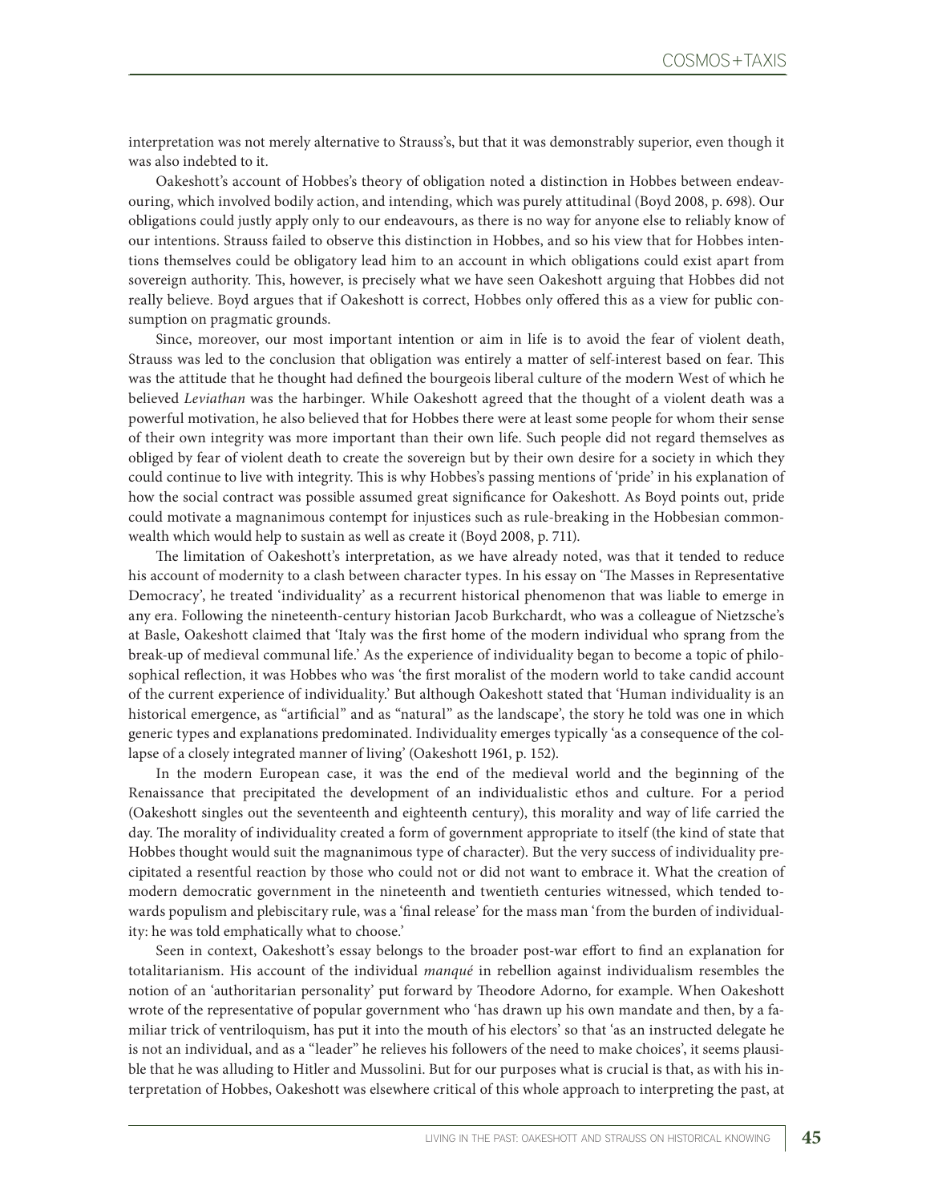interpretation was not merely alternative to Strauss's, but that it was demonstrably superior, even though it was also indebted to it.

Oakeshott's account of Hobbes's theory of obligation noted a distinction in Hobbes between endeavouring, which involved bodily action, and intending, which was purely attitudinal (Boyd 2008, p. 698). Our obligations could justly apply only to our endeavours, as there is no way for anyone else to reliably know of our intentions. Strauss failed to observe this distinction in Hobbes, and so his view that for Hobbes intentions themselves could be obligatory lead him to an account in which obligations could exist apart from sovereign authority. This, however, is precisely what we have seen Oakeshott arguing that Hobbes did not really believe. Boyd argues that if Oakeshott is correct, Hobbes only offered this as a view for public consumption on pragmatic grounds.

Since, moreover, our most important intention or aim in life is to avoid the fear of violent death, Strauss was led to the conclusion that obligation was entirely a matter of self-interest based on fear. This was the attitude that he thought had defined the bourgeois liberal culture of the modern West of which he believed *Leviathan* was the harbinger. While Oakeshott agreed that the thought of a violent death was a powerful motivation, he also believed that for Hobbes there were at least some people for whom their sense of their own integrity was more important than their own life. Such people did not regard themselves as obliged by fear of violent death to create the sovereign but by their own desire for a society in which they could continue to live with integrity. This is why Hobbes's passing mentions of 'pride' in his explanation of how the social contract was possible assumed great significance for Oakeshott. As Boyd points out, pride could motivate a magnanimous contempt for injustices such as rule-breaking in the Hobbesian commonwealth which would help to sustain as well as create it (Boyd 2008, p. 711).

The limitation of Oakeshott's interpretation, as we have already noted, was that it tended to reduce his account of modernity to a clash between character types. In his essay on 'The Masses in Representative Democracy', he treated 'individuality' as a recurrent historical phenomenon that was liable to emerge in any era. Following the nineteenth-century historian Jacob Burkchardt, who was a colleague of Nietzsche's at Basle, Oakeshott claimed that 'Italy was the first home of the modern individual who sprang from the break-up of medieval communal life.' As the experience of individuality began to become a topic of philosophical reflection, it was Hobbes who was 'the first moralist of the modern world to take candid account of the current experience of individuality.' But although Oakeshott stated that 'Human individuality is an historical emergence, as "artificial" and as "natural" as the landscape', the story he told was one in which generic types and explanations predominated. Individuality emerges typically 'as a consequence of the collapse of a closely integrated manner of living' (Oakeshott 1961, p. 152).

In the modern European case, it was the end of the medieval world and the beginning of the Renaissance that precipitated the development of an individualistic ethos and culture. For a period (Oakeshott singles out the seventeenth and eighteenth century), this morality and way of life carried the day. The morality of individuality created a form of government appropriate to itself (the kind of state that Hobbes thought would suit the magnanimous type of character). But the very success of individuality precipitated a resentful reaction by those who could not or did not want to embrace it. What the creation of modern democratic government in the nineteenth and twentieth centuries witnessed, which tended towards populism and plebiscitary rule, was a 'final release' for the mass man 'from the burden of individuality: he was told emphatically what to choose.'

Seen in context, Oakeshott's essay belongs to the broader post-war effort to find an explanation for totalitarianism. His account of the individual *manqué* in rebellion against individualism resembles the notion of an 'authoritarian personality' put forward by Theodore Adorno, for example. When Oakeshott wrote of the representative of popular government who 'has drawn up his own mandate and then, by a familiar trick of ventriloquism, has put it into the mouth of his electors' so that 'as an instructed delegate he is not an individual, and as a "leader" he relieves his followers of the need to make choices', it seems plausible that he was alluding to Hitler and Mussolini. But for our purposes what is crucial is that, as with his interpretation of Hobbes, Oakeshott was elsewhere critical of this whole approach to interpreting the past, at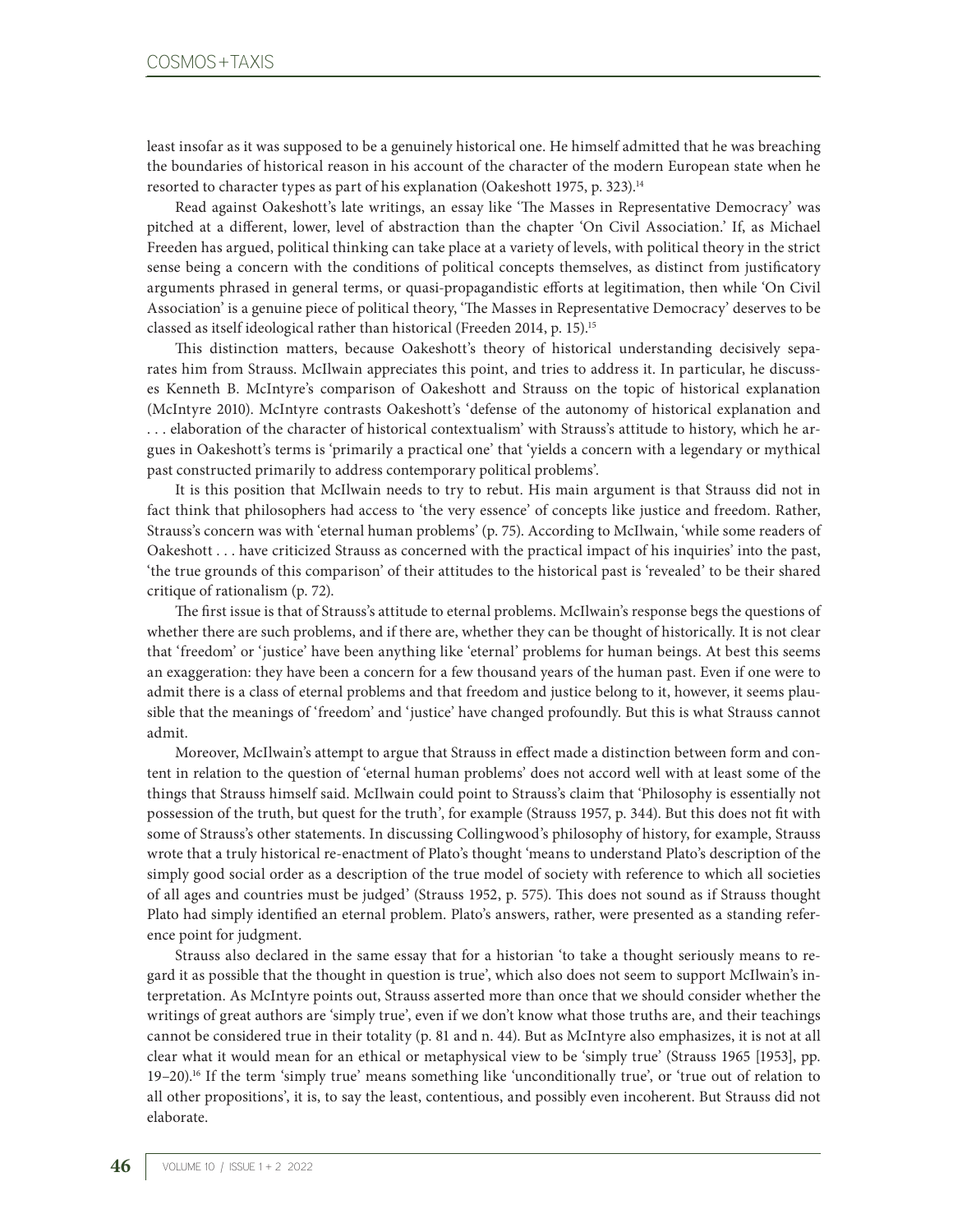least insofar as it was supposed to be a genuinely historical one. He himself admitted that he was breaching the boundaries of historical reason in his account of the character of the modern European state when he resorted to character types as part of his explanation (Oakeshott 1975, p. 323).[14]

Read against Oakeshott's late writings, an essay like 'The Masses in Representative Democracy' was pitched at a different, lower, level of abstraction than the chapter 'On Civil Association.' If, as Michael Freeden has argued, political thinking can take place at a variety of levels, with political theory in the strict sense being a concern with the conditions of political concepts themselves, as distinct from justificatory arguments phrased in general terms, or quasi-propagandistic efforts at legitimation, then while 'On Civil Association' is a genuine piece of political theory, 'The Masses in Representative Democracy' deserves to be classed as itself ideological rather than historical (Freeden 2014, p. 15).[15]

This distinction matters, because Oakeshott's theory of historical understanding decisively separates him from Strauss. McIlwain appreciates this point, and tries to address it. In particular, he discusses Kenneth B. McIntyre's comparison of Oakeshott and Strauss on the topic of historical explanation (McIntyre 2010). McIntyre contrasts Oakeshott's 'defense of the autonomy of historical explanation and . . . elaboration of the character of historical contextualism' with Strauss's attitude to history, which he argues in Oakeshott's terms is 'primarily a practical one' that 'yields a concern with a legendary or mythical past constructed primarily to address contemporary political problems'.

It is this position that McIlwain needs to try to rebut. His main argument is that Strauss did not in fact think that philosophers had access to 'the very essence' of concepts like justice and freedom. Rather, Strauss's concern was with 'eternal human problems' (p. 75). According to McIlwain, 'while some readers of Oakeshott . . . have criticized Strauss as concerned with the practical impact of his inquiries' into the past, 'the true grounds of this comparison' of their attitudes to the historical past is 'revealed' to be their shared critique of rationalism (p. 72).

The first issue is that of Strauss's attitude to eternal problems. McIlwain's response begs the questions of whether there are such problems, and if there are, whether they can be thought of historically. It is not clear that 'freedom' or 'justice' have been anything like 'eternal' problems for human beings. At best this seems an exaggeration: they have been a concern for a few thousand years of the human past. Even if one were to admit there is a class of eternal problems and that freedom and justice belong to it, however, it seems plausible that the meanings of 'freedom' and 'justice' have changed profoundly. But this is what Strauss cannot admit.

Moreover, McIlwain's attempt to argue that Strauss in effect made a distinction between form and content in relation to the question of 'eternal human problems' does not accord well with at least some of the things that Strauss himself said. McIlwain could point to Strauss's claim that 'Philosophy is essentially not possession of the truth, but quest for the truth', for example (Strauss 1957, p. 344). But this does not fit with some of Strauss's other statements. In discussing Collingwood's philosophy of history, for example, Strauss wrote that a truly historical re-enactment of Plato's thought 'means to understand Plato's description of the simply good social order as a description of the true model of society with reference to which all societies of all ages and countries must be judged' (Strauss 1952, p. 575). This does not sound as if Strauss thought Plato had simply identified an eternal problem. Plato's answers, rather, were presented as a standing reference point for judgment.

Strauss also declared in the same essay that for a historian 'to take a thought seriously means to regard it as possible that the thought in question is true', which also does not seem to support McIlwain's interpretation. As McIntyre points out, Strauss asserted more than once that we should consider whether the writings of great authors are 'simply true', even if we don't know what those truths are, and their teachings cannot be considered true in their totality (p. 81 and n. 44). But as McIntyre also emphasizes, it is not at all clear what it would mean for an ethical or metaphysical view to be 'simply true' (Strauss 1965 [1953], pp. 19–20).[16] If the term 'simply true' means something like 'unconditionally true', or 'true out of relation to all other propositions', it is, to say the least, contentious, and possibly even incoherent. But Strauss did not elaborate.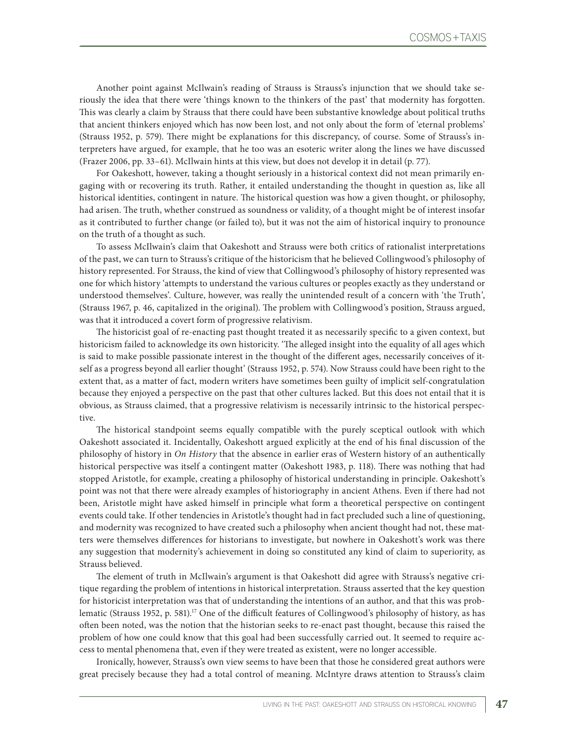Another point against McIlwain's reading of Strauss is Strauss's injunction that we should take seriously the idea that there were 'things known to the thinkers of the past' that modernity has forgotten. This was clearly a claim by Strauss that there could have been substantive knowledge about political truths that ancient thinkers enjoyed which has now been lost, and not only about the form of 'eternal problems' (Strauss 1952, p. 579). There might be explanations for this discrepancy, of course. Some of Strauss's interpreters have argued, for example, that he too was an esoteric writer along the lines we have discussed (Frazer 2006, pp. 33–61). McIlwain hints at this view, but does not develop it in detail (p. 77).

For Oakeshott, however, taking a thought seriously in a historical context did not mean primarily engaging with or recovering its truth. Rather, it entailed understanding the thought in question as, like all historical identities, contingent in nature. The historical question was how a given thought, or philosophy, had arisen. The truth, whether construed as soundness or validity, of a thought might be of interest insofar as it contributed to further change (or failed to), but it was not the aim of historical inquiry to pronounce on the truth of a thought as such.

To assess McIlwain's claim that Oakeshott and Strauss were both critics of rationalist interpretations of the past, we can turn to Strauss's critique of the historicism that he believed Collingwood's philosophy of history represented. For Strauss, the kind of view that Collingwood's philosophy of history represented was one for which history 'attempts to understand the various cultures or peoples exactly as they understand or understood themselves'. Culture, however, was really the unintended result of a concern with 'the Truth', (Strauss 1967, p. 46, capitalized in the original). The problem with Collingwood's position, Strauss argued, was that it introduced a covert form of progressive relativism.

The historicist goal of re-enacting past thought treated it as necessarily specific to a given context, but historicism failed to acknowledge its own historicity. 'The alleged insight into the equality of all ages which is said to make possible passionate interest in the thought of the different ages, necessarily conceives of itself as a progress beyond all earlier thought' (Strauss 1952, p. 574). Now Strauss could have been right to the extent that, as a matter of fact, modern writers have sometimes been guilty of implicit self-congratulation because they enjoyed a perspective on the past that other cultures lacked. But this does not entail that it is obvious, as Strauss claimed, that a progressive relativism is necessarily intrinsic to the historical perspective.

The historical standpoint seems equally compatible with the purely sceptical outlook with which Oakeshott associated it. Incidentally, Oakeshott argued explicitly at the end of his final discussion of the philosophy of history in *On History* that the absence in earlier eras of Western history of an authentically historical perspective was itself a contingent matter (Oakeshott 1983, p. 118). There was nothing that had stopped Aristotle, for example, creating a philosophy of historical understanding in principle. Oakeshott's point was not that there were already examples of historiography in ancient Athens. Even if there had not been, Aristotle might have asked himself in principle what form a theoretical perspective on contingent events could take. If other tendencies in Aristotle's thought had in fact precluded such a line of questioning, and modernity was recognized to have created such a philosophy when ancient thought had not, these matters were themselves differences for historians to investigate, but nowhere in Oakeshott's work was there any suggestion that modernity's achievement in doing so constituted any kind of claim to superiority, as Strauss believed.

The element of truth in McIlwain's argument is that Oakeshott did agree with Strauss's negative critique regarding the problem of intentions in historical interpretation. Strauss asserted that the key question for historicist interpretation was that of understanding the intentions of an author, and that this was problematic (Strauss 1952, p. 581).[17] One of the difficult features of Collingwood's philosophy of history, as has often been noted, was the notion that the historian seeks to re-enact past thought, because this raised the problem of how one could know that this goal had been successfully carried out. It seemed to require access to mental phenomena that, even if they were treated as existent, were no longer accessible.

Ironically, however, Strauss's own view seems to have been that those he considered great authors were great precisely because they had a total control of meaning. McIntyre draws attention to Strauss's claim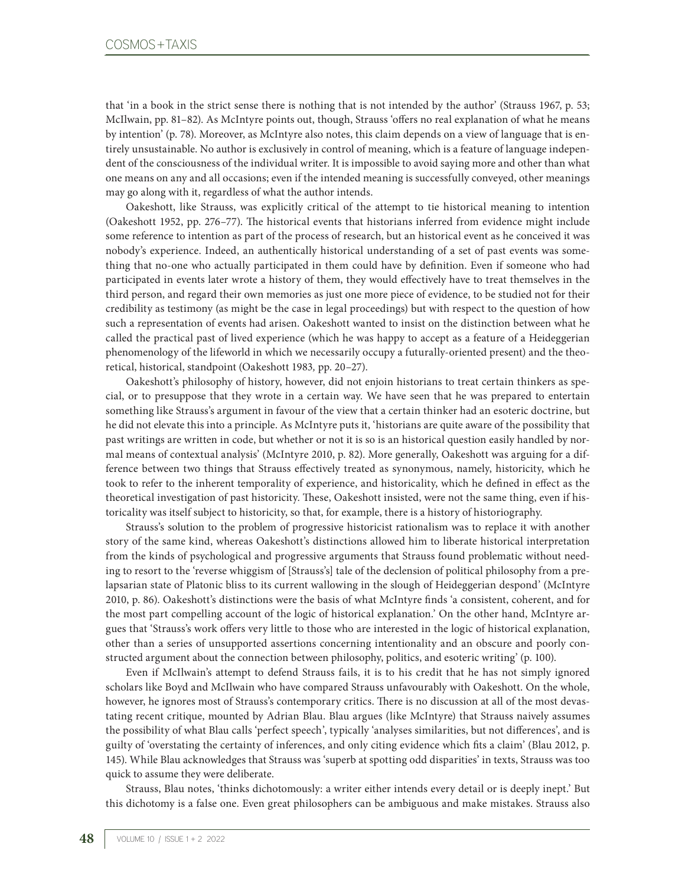that 'in a book in the strict sense there is nothing that is not intended by the author' (Strauss 1967, p. 53; McIlwain, pp. 81–82). As McIntyre points out, though, Strauss 'offers no real explanation of what he means by intention' (p. 78). Moreover, as McIntyre also notes, this claim depends on a view of language that is entirely unsustainable. No author is exclusively in control of meaning, which is a feature of language independent of the consciousness of the individual writer. It is impossible to avoid saying more and other than what one means on any and all occasions; even if the intended meaning is successfully conveyed, other meanings may go along with it, regardless of what the author intends.

Oakeshott, like Strauss, was explicitly critical of the attempt to tie historical meaning to intention (Oakeshott 1952, pp. 276–77). The historical events that historians inferred from evidence might include some reference to intention as part of the process of research, but an historical event as he conceived it was nobody's experience. Indeed, an authentically historical understanding of a set of past events was something that no-one who actually participated in them could have by definition. Even if someone who had participated in events later wrote a history of them, they would effectively have to treat themselves in the third person, and regard their own memories as just one more piece of evidence, to be studied not for their credibility as testimony (as might be the case in legal proceedings) but with respect to the question of how such a representation of events had arisen. Oakeshott wanted to insist on the distinction between what he called the practical past of lived experience (which he was happy to accept as a feature of a Heideggerian phenomenology of the lifeworld in which we necessarily occupy a futurally-oriented present) and the theoretical, historical, standpoint (Oakeshott 1983, pp. 20–27).

Oakeshott's philosophy of history, however, did not enjoin historians to treat certain thinkers as special, or to presuppose that they wrote in a certain way. We have seen that he was prepared to entertain something like Strauss's argument in favour of the view that a certain thinker had an esoteric doctrine, but he did not elevate this into a principle. As McIntyre puts it, 'historians are quite aware of the possibility that past writings are written in code, but whether or not it is so is an historical question easily handled by normal means of contextual analysis' (McIntyre 2010, p. 82). More generally, Oakeshott was arguing for a difference between two things that Strauss effectively treated as synonymous, namely, historicity, which he took to refer to the inherent temporality of experience, and historicality, which he defined in effect as the theoretical investigation of past historicity. These, Oakeshott insisted, were not the same thing, even if historicality was itself subject to historicity, so that, for example, there is a history of historiography.

Strauss's solution to the problem of progressive historicist rationalism was to replace it with another story of the same kind, whereas Oakeshott's distinctions allowed him to liberate historical interpretation from the kinds of psychological and progressive arguments that Strauss found problematic without needing to resort to the 'reverse whiggism of [Strauss's] tale of the declension of political philosophy from a prelapsarian state of Platonic bliss to its current wallowing in the slough of Heideggerian despond' (McIntyre 2010, p. 86). Oakeshott's distinctions were the basis of what McIntyre finds 'a consistent, coherent, and for the most part compelling account of the logic of historical explanation.' On the other hand, McIntyre argues that 'Strauss's work offers very little to those who are interested in the logic of historical explanation, other than a series of unsupported assertions concerning intentionality and an obscure and poorly constructed argument about the connection between philosophy, politics, and esoteric writing' (p. 100).

Even if McIlwain's attempt to defend Strauss fails, it is to his credit that he has not simply ignored scholars like Boyd and McIlwain who have compared Strauss unfavourably with Oakeshott. On the whole, however, he ignores most of Strauss's contemporary critics. There is no discussion at all of the most devastating recent critique, mounted by Adrian Blau. Blau argues (like McIntyre) that Strauss naively assumes the possibility of what Blau calls 'perfect speech', typically 'analyses similarities, but not differences', and is guilty of 'overstating the certainty of inferences, and only citing evidence which fits a claim' (Blau 2012, p. 145). While Blau acknowledges that Strauss was 'superb at spotting odd disparities' in texts, Strauss was too quick to assume they were deliberate.

Strauss, Blau notes, 'thinks dichotomously: a writer either intends every detail or is deeply inept.' But this dichotomy is a false one. Even great philosophers can be ambiguous and make mistakes. Strauss also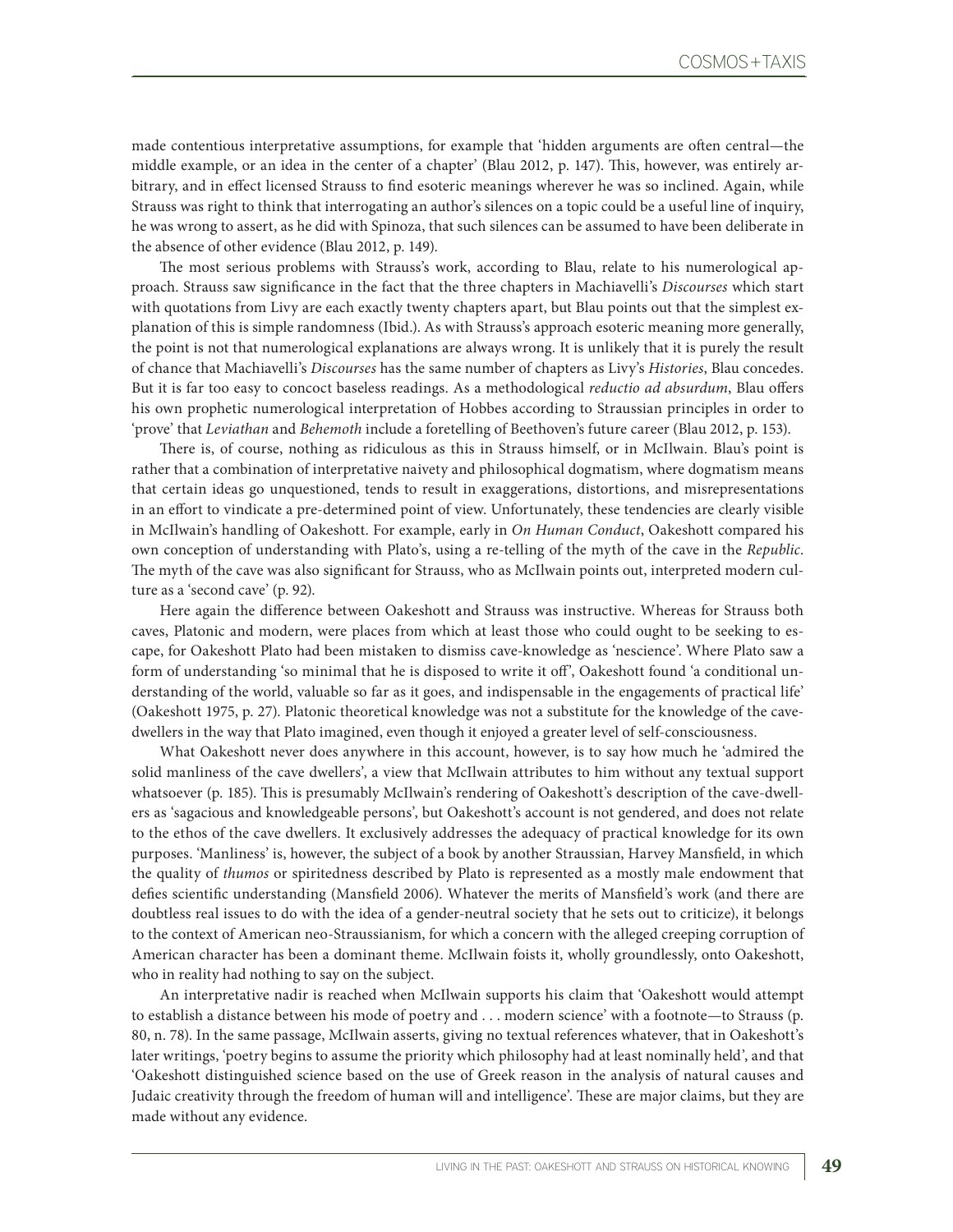made contentious interpretative assumptions, for example that 'hidden arguments are often central—the middle example, or an idea in the center of a chapter' (Blau 2012, p. 147). This, however, was entirely arbitrary, and in effect licensed Strauss to find esoteric meanings wherever he was so inclined. Again, while Strauss was right to think that interrogating an author's silences on a topic could be a useful line of inquiry, he was wrong to assert, as he did with Spinoza, that such silences can be assumed to have been deliberate in the absence of other evidence (Blau 2012, p. 149).

The most serious problems with Strauss's work, according to Blau, relate to his numerological approach. Strauss saw significance in the fact that the three chapters in Machiavelli's *Discourses* which start with quotations from Livy are each exactly twenty chapters apart, but Blau points out that the simplest explanation of this is simple randomness (Ibid.). As with Strauss's approach esoteric meaning more generally, the point is not that numerological explanations are always wrong. It is unlikely that it is purely the result of chance that Machiavelli's *Discourses* has the same number of chapters as Livy's *Histories*, Blau concedes. But it is far too easy to concoct baseless readings. As a methodological *reductio ad absurdum*, Blau offers his own prophetic numerological interpretation of Hobbes according to Straussian principles in order to 'prove' that *Leviathan* and *Behemoth* include a foretelling of Beethoven's future career (Blau 2012, p. 153).

There is, of course, nothing as ridiculous as this in Strauss himself, or in McIlwain. Blau's point is rather that a combination of interpretative naivety and philosophical dogmatism, where dogmatism means that certain ideas go unquestioned, tends to result in exaggerations, distortions, and misrepresentations in an effort to vindicate a pre-determined point of view. Unfortunately, these tendencies are clearly visible in McIlwain's handling of Oakeshott. For example, early in *On Human Conduct*, Oakeshott compared his own conception of understanding with Plato's, using a re-telling of the myth of the cave in the *Republic*. The myth of the cave was also significant for Strauss, who as McIlwain points out, interpreted modern culture as a 'second cave' (p. 92).

Here again the difference between Oakeshott and Strauss was instructive. Whereas for Strauss both caves, Platonic and modern, were places from which at least those who could ought to be seeking to escape, for Oakeshott Plato had been mistaken to dismiss cave-knowledge as 'nescience'. Where Plato saw a form of understanding 'so minimal that he is disposed to write it off', Oakeshott found 'a conditional understanding of the world, valuable so far as it goes, and indispensable in the engagements of practical life' (Oakeshott 1975, p. 27). Platonic theoretical knowledge was not a substitute for the knowledge of the cave-dwellers in the way that Plato imagined, even though it enjoyed a greater level of self-consciousness.

What Oakeshott never does anywhere in this account, however, is to say how much he 'admired the solid manliness of the cave dwellers', a view that McIlwain attributes to him without any textual support whatsoever (p. 185). This is presumably McIlwain's rendering of Oakeshott's description of the cave-dwellers as 'sagacious and knowledgeable persons', but Oakeshott's account is not gendered, and does not relate to the ethos of the cave dwellers. It exclusively addresses the adequacy of practical knowledge for its own purposes. 'Manliness' is, however, the subject of a book by another Straussian, Harvey Mansfield, in which the quality of *thumos* or spiritedness described by Plato is represented as a mostly male endowment that defies scientific understanding (Mansfield 2006). Whatever the merits of Mansfield's work (and there are doubtless real issues to do with the idea of a gender-neutral society that he sets out to criticize), it belongs to the context of American neo-Straussianism, for which a concern with the alleged creeping corruption of American character has been a dominant theme. McIlwain foists it, wholly groundlessly, onto Oakeshott, who in reality had nothing to say on the subject.

An interpretative nadir is reached when McIlwain supports his claim that 'Oakeshott would attempt to establish a distance between his mode of poetry and . . . modern science' with a footnote—to Strauss (p. 80, n. 78). In the same passage, McIlwain asserts, giving no textual references whatever, that in Oakeshott's later writings, 'poetry begins to assume the priority which philosophy had at least nominally held', and that 'Oakeshott distinguished science based on the use of Greek reason in the analysis of natural causes and Judaic creativity through the freedom of human will and intelligence'. These are major claims, but they are made without any evidence.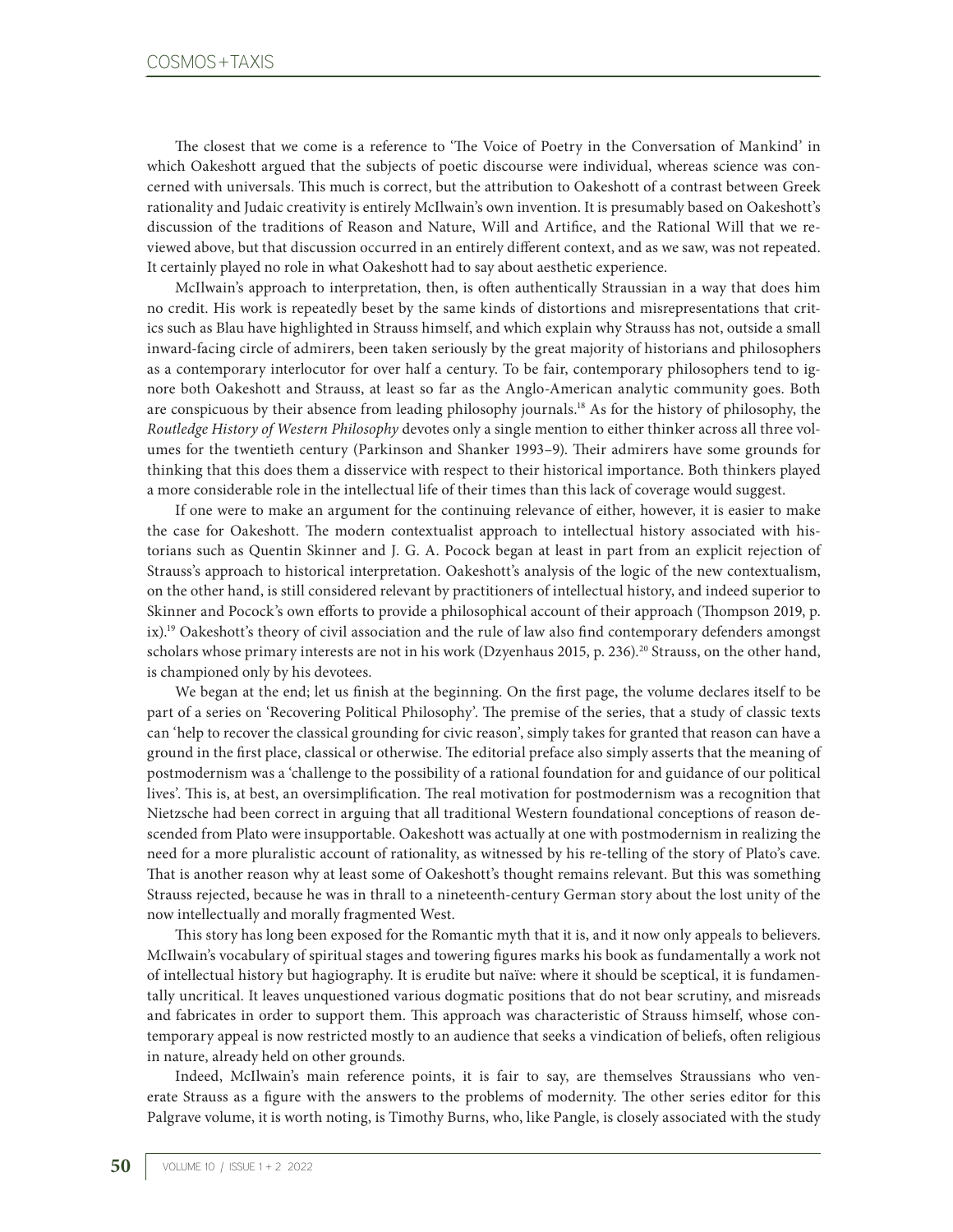The closest that we come is a reference to 'The Voice of Poetry in the Conversation of Mankind' in which Oakeshott argued that the subjects of poetic discourse were individual, whereas science was concerned with universals. This much is correct, but the attribution to Oakeshott of a contrast between Greek rationality and Judaic creativity is entirely McIlwain's own invention. It is presumably based on Oakeshott's discussion of the traditions of Reason and Nature, Will and Artifice, and the Rational Will that we reviewed above, but that discussion occurred in an entirely different context, and as we saw, was not repeated. It certainly played no role in what Oakeshott had to say about aesthetic experience.

McIlwain's approach to interpretation, then, is often authentically Straussian in a way that does him no credit. His work is repeatedly beset by the same kinds of distortions and misrepresentations that critics such as Blau have highlighted in Strauss himself, and which explain why Strauss has not, outside a small inward-facing circle of admirers, been taken seriously by the great majority of historians and philosophers as a contemporary interlocutor for over half a century. To be fair, contemporary philosophers tend to ignore both Oakeshott and Strauss, at least so far as the Anglo-American analytic community goes. Both are conspicuous by their absence from leading philosophy journals.[18] As for the history of philosophy, the *Routledge History of Western Philosophy* devotes only a single mention to either thinker across all three volumes for the twentieth century (Parkinson and Shanker 1993–9). Their admirers have some grounds for thinking that this does them a disservice with respect to their historical importance. Both thinkers played a more considerable role in the intellectual life of their times than this lack of coverage would suggest.

If one were to make an argument for the continuing relevance of either, however, it is easier to make the case for Oakeshott. The modern contextualist approach to intellectual history associated with historians such as Quentin Skinner and J. G. A. Pocock began at least in part from an explicit rejection of Strauss's approach to historical interpretation. Oakeshott's analysis of the logic of the new contextualism, on the other hand, is still considered relevant by practitioners of intellectual history, and indeed superior to Skinner and Pocock's own efforts to provide a philosophical account of their approach (Thompson 2019, p. ix).[19] Oakeshott's theory of civil association and the rule of law also find contemporary defenders amongst scholars whose primary interests are not in his work (Dzyenhaus 2015, p. 236).[20] Strauss, on the other hand, is championed only by his devotees.

We began at the end; let us finish at the beginning. On the first page, the volume declares itself to be part of a series on 'Recovering Political Philosophy'. The premise of the series, that a study of classic texts can 'help to recover the classical grounding for civic reason', simply takes for granted that reason can have a ground in the first place, classical or otherwise. The editorial preface also simply asserts that the meaning of postmodernism was a 'challenge to the possibility of a rational foundation for and guidance of our political lives'. This is, at best, an oversimplification. The real motivation for postmodernism was a recognition that Nietzsche had been correct in arguing that all traditional Western foundational conceptions of reason descended from Plato were insupportable. Oakeshott was actually at one with postmodernism in realizing the need for a more pluralistic account of rationality, as witnessed by his re-telling of the story of Plato's cave. That is another reason why at least some of Oakeshott's thought remains relevant. But this was something Strauss rejected, because he was in thrall to a nineteenth-century German story about the lost unity of the now intellectually and morally fragmented West.

This story has long been exposed for the Romantic myth that it is, and it now only appeals to believers. McIlwain's vocabulary of spiritual stages and towering figures marks his book as fundamentally a work not of intellectual history but hagiography. It is erudite but naïve: where it should be sceptical, it is fundamentally uncritical. It leaves unquestioned various dogmatic positions that do not bear scrutiny, and misreads and fabricates in order to support them. This approach was characteristic of Strauss himself, whose contemporary appeal is now restricted mostly to an audience that seeks a vindication of beliefs, often religious in nature, already held on other grounds.

Indeed, McIlwain's main reference points, it is fair to say, are themselves Straussians who venerate Strauss as a figure with the answers to the problems of modernity. The other series editor for this Palgrave volume, it is worth noting, is Timothy Burns, who, like Pangle, is closely associated with the study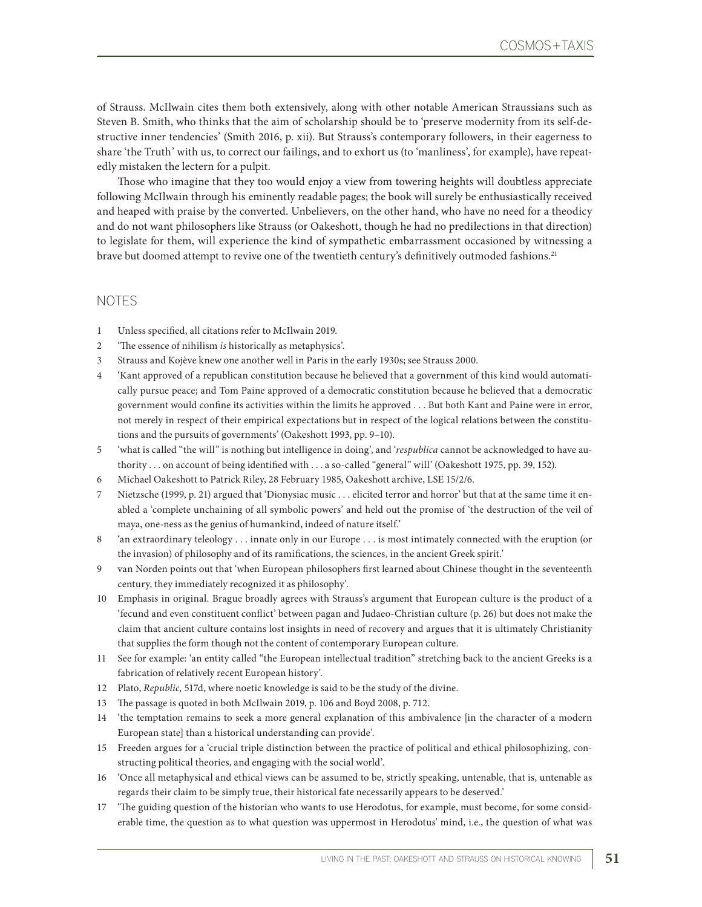of Strauss. McIlwain cites them both extensively, along with other notable American Straussians such as Steven B. Smith, who thinks that the aim of scholarship should be to 'preserve modernity from its self-destructive inner tendencies' (Smith 2016, p. xii). But Strauss's contemporary followers, in their eagerness to share 'the Truth' with us, to correct our failings, and to exhort us (to 'manliness', for example), have repeatedly mistaken the lectern for a pulpit.

Those who imagine that they too would enjoy a view from towering heights will doubtless appreciate following McIlwain through his eminently readable pages; the book will surely be enthusiastically received and heaped with praise by the converted. Unbelievers, on the other hand, who have no need for a theodicy and do not want philosophers like Strauss (or Oakeshott, though he had no predilections in that direction) to legislate for them, will experience the kind of sympathetic embarrassment occasioned by witnessing a brave but doomed attempt to revive one of the twentieth century's definitively outmoded fashions.[21]

## NOTES

1. Unless specified, all citations refer to McIlwain 2019.
2. 'The essence of nihilism *is* historically as metaphysics'.
3. Strauss and Kojève knew one another well in Paris in the early 1930s; see Strauss 2000.
4. 'Kant approved of a republican constitution because he believed that a government of this kind would automatically pursue peace; and Tom Paine approved of a democratic constitution because he believed that a democratic government would confine its activities within the limits he approved . . . But both Kant and Paine were in error, not merely in respect of their empirical expectations but in respect of the logical relations between the constitutions and the pursuits of governments' (Oakeshott 1993, pp. 9–10).
5. 'what is called "the will" is nothing but intelligence in doing', and '*respublica* cannot be acknowledged to have authority . . . on account of being identified with . . . a so-called "general" will' (Oakeshott 1975, pp. 39, 152).
6. Michael Oakeshott to Patrick Riley, 28 February 1985, Oakeshott archive, LSE 15/2/6.
7. Nietzsche (1999, p. 21) argued that 'Dionysiac music . . . elicited terror and horror' but that at the same time it enabled a 'complete unchaining of all symbolic powers' and held out the promise of 'the destruction of the veil of maya, one-ness as the genius of humankind, indeed of nature itself.'
8. 'an extraordinary teleology . . . innate only in our Europe . . . is most intimately connected with the eruption (or the invasion) of philosophy and of its ramifications, the sciences, in the ancient Greek spirit.'
9. van Norden points out that 'when European philosophers first learned about Chinese thought in the seventeenth century, they immediately recognized it as philosophy'.
10. Emphasis in original. Brague broadly agrees with Strauss's argument that European culture is the product of a 'fecund and even constituent conflict' between pagan and Judaeo-Christian culture (p. 26) but does not make the claim that ancient culture contains lost insights in need of recovery and argues that it is ultimately Christianity that supplies the form though not the content of contemporary European culture.
11. See for example: 'an entity called "the European intellectual tradition" stretching back to the ancient Greeks is a fabrication of relatively recent European history'.
12. Plato, *Republic,* 517d, where noetic knowledge is said to be the study of the divine.
13. The passage is quoted in both McIlwain 2019, p. 106 and Boyd 2008, p. 712.
14. 'the temptation remains to seek a more general explanation of this ambivalence [in the character of a modern European state] than a historical understanding can provide'.
15. Freeden argues for a 'crucial triple distinction between the practice of political and ethical philosophizing, constructing political theories, and engaging with the social world'.
16. 'Once all metaphysical and ethical views can be assumed to be, strictly speaking, untenable, that is, untenable as regards their claim to be simply true, their historical fate necessarily appears to be deserved.'
17. 'The guiding question of the historian who wants to use Herodotus, for example, must become, for some considerable time, the question as to what question was uppermost in Herodotus' mind, i.e., the question of what was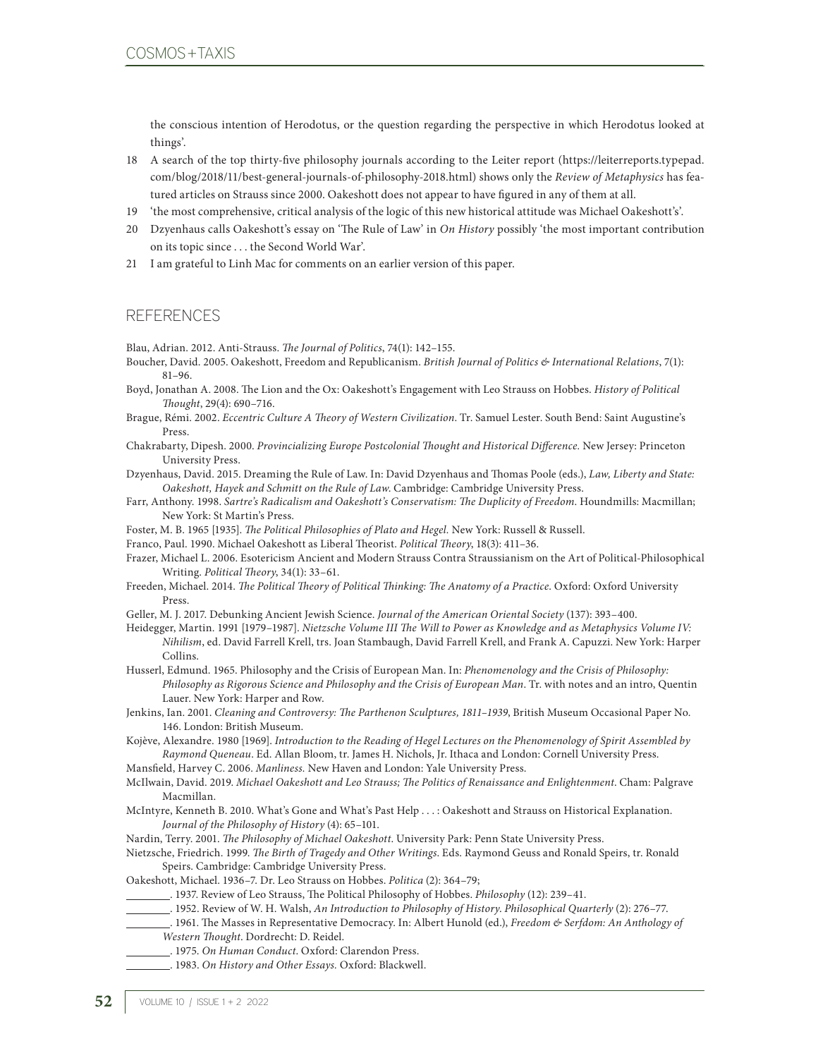the conscious intention of Herodotus, or the question regarding the perspective in which Herodotus looked at things'.

18 A search of the top thirty-five philosophy journals according to the Leiter report (https://leiterreports.typepad.com/blog/2018/11/best-general-journals-of-philosophy-2018.html) shows only the *Review of Metaphysics* has featured articles on Strauss since 2000. Oakeshott does not appear to have figured in any of them at all.

19 'the most comprehensive, critical analysis of the logic of this new historical attitude was Michael Oakeshott's'.

20 Dzyenhaus calls Oakeshott's essay on 'The Rule of Law' in *On History* possibly 'the most important contribution on its topic since . . . the Second World War'.

21 I am grateful to Linh Mac for comments on an earlier version of this paper.

## REFERENCES

Blau, Adrian. 2012. Anti-Strauss. *The Journal of Politics*, 74(1): 142–155.

Boucher, David. 2005. Oakeshott, Freedom and Republicanism. *British Journal of Politics & International Relations*, 7(1): 81–96.

Boyd, Jonathan A. 2008. The Lion and the Ox: Oakeshott's Engagement with Leo Strauss on Hobbes. *History of Political Thought*, 29(4): 690–716.

Brague, Rémi. 2002. *Eccentric Culture A Theory of Western Civilization*. Tr. Samuel Lester. South Bend: Saint Augustine's Press.

Chakrabarty, Dipesh. 2000. *Provincializing Europe Postcolonial Thought and Historical Difference.* New Jersey: Princeton University Press.

Dzyenhaus, David. 2015. Dreaming the Rule of Law. In: David Dzyenhaus and Thomas Poole (eds.), *Law, Liberty and State: Oakeshott, Hayek and Schmitt on the Rule of Law*. Cambridge: Cambridge University Press.

Farr, Anthony. 1998. *Sartre's Radicalism and Oakeshott's Conservatism: The Duplicity of Freedom*. Houndmills: Macmillan; New York: St Martin's Press.

Foster, M. B. 1965 [1935]. *The Political Philosophies of Plato and Hegel*. New York: Russell & Russell.

Franco, Paul. 1990. Michael Oakeshott as Liberal Theorist. *Political Theory*, 18(3): 411–36.

Frazer, Michael L. 2006. Esotericism Ancient and Modern Strauss Contra Straussianism on the Art of Political-Philosophical Writing. *Political Theory*, 34(1): 33–61.

Freeden, Michael. 2014. *The Political Theory of Political Thinking: The Anatomy of a Practice*. Oxford: Oxford University Press.

Geller, M. J. 2017. Debunking Ancient Jewish Science. *Journal of the American Oriental Society* (137): 393–400.

Heidegger, Martin. 1991 [1979–1987]. *Nietzsche Volume III The Will to Power as Knowledge and as Metaphysics Volume IV: Nihilism*, ed. David Farrell Krell, trs. Joan Stambaugh, David Farrell Krell, and Frank A. Capuzzi. New York: Harper Collins.

Husserl, Edmund. 1965. Philosophy and the Crisis of European Man. In: *Phenomenology and the Crisis of Philosophy: Philosophy as Rigorous Science and Philosophy and the Crisis of European Man*. Tr. with notes and an intro, Quentin Lauer. New York: Harper and Row.

Jenkins, Ian. 2001. *Cleaning and Controversy: The Parthenon Sculptures, 1811–1939*, British Museum Occasional Paper No. 146. London: British Museum.

Kojève, Alexandre. 1980 [1969]. *Introduction to the Reading of Hegel Lectures on the Phenomenology of Spirit Assembled by Raymond Queneau*. Ed. Allan Bloom, tr. James H. Nichols, Jr. Ithaca and London: Cornell University Press.

Mansfield, Harvey C. 2006. *Manliness.* New Haven and London: Yale University Press.

McIlwain, David. 2019. *Michael Oakeshott and Leo Strauss; The Politics of Renaissance and Enlightenment*. Cham: Palgrave Macmillan.

McIntyre, Kenneth B. 2010. What's Gone and What's Past Help . . . : Oakeshott and Strauss on Historical Explanation. *Journal of the Philosophy of History* (4): 65–101.

Nardin, Terry. 2001. *The Philosophy of Michael Oakeshott*. University Park: Penn State University Press.

Nietzsche, Friedrich. 1999. *The Birth of Tragedy and Other Writings*. Eds. Raymond Geuss and Ronald Speirs, tr. Ronald Speirs. Cambridge: Cambridge University Press.

Oakeshott, Michael. 1936–7. Dr. Leo Strauss on Hobbes. *Politica* (2): 364–79;

\_\_\_\_\_\_\_\_. 1937. Review of Leo Strauss, The Political Philosophy of Hobbes. *Philosophy* (12): 239–41.

\_\_\_\_\_\_\_\_. 1952. Review of W. H. Walsh, *An Introduction to Philosophy of History*. *Philosophical Quarterly* (2): 276–77.

\_\_\_\_\_\_\_\_. 1961. The Masses in Representative Democracy. In: Albert Hunold (ed.), *Freedom & Serfdom: An Anthology of Western Thought*. Dordrecht: D. Reidel.

\_\_\_\_\_\_\_\_. 1975. *On Human Conduct*. Oxford: Clarendon Press.

\_\_\_\_\_\_\_\_. 1983. *On History and Other Essays.* Oxford: Blackwell.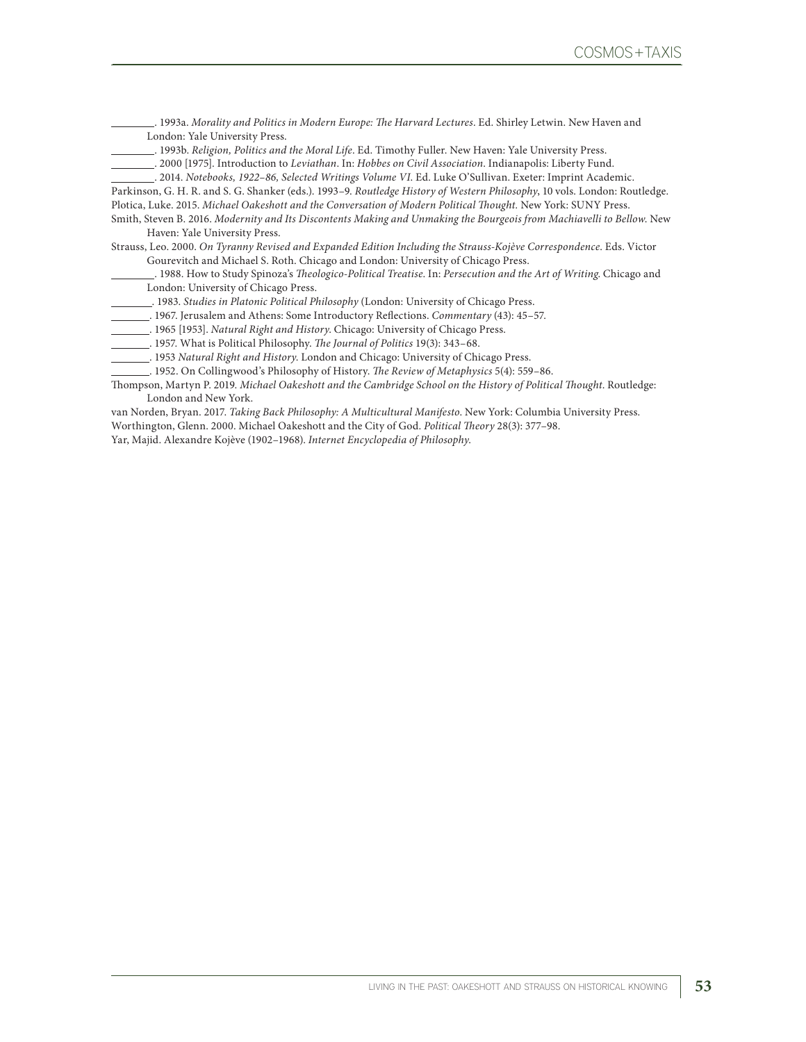________. 1993a. *Morality and Politics in Modern Europe: The Harvard Lectures*. Ed. Shirley Letwin. New Haven and London: Yale University Press.

________. 1993b. *Religion, Politics and the Moral Life*. Ed. Timothy Fuller. New Haven: Yale University Press.

________. 2000 [1975]. Introduction to *Leviathan*. In: *Hobbes on Civil Association*. Indianapolis: Liberty Fund.

________. 2014. *Notebooks, 1922–86, Selected Writings Volume VI*. Ed. Luke O'Sullivan. Exeter: Imprint Academic.

Parkinson, G. H. R. and S. G. Shanker (eds.). 1993–9. *Routledge History of Western Philosophy*, 10 vols. London: Routledge.

Plotica, Luke. 2015. *Michael Oakeshott and the Conversation of Modern Political Thought*. New York: SUNY Press.

Smith, Steven B. 2016. *Modernity and Its Discontents Making and Unmaking the Bourgeois from Machiavelli to Bellow*. New Haven: Yale University Press.

Strauss, Leo. 2000. *On Tyranny Revised and Expanded Edition Including the Strauss-Kojève Correspondence*. Eds. Victor Gourevitch and Michael S. Roth. Chicago and London: University of Chicago Press.

________. 1988. How to Study Spinoza's *Theologico-Political Treatise*. In: *Persecution and the Art of Writing*. Chicago and London: University of Chicago Press.

________. 1983. *Studies in Platonic Political Philosophy* (London: University of Chicago Press.

________. 1967. Jerusalem and Athens: Some Introductory Reflections. *Commentary* (43): 45–57.

________. 1965 [1953]. *Natural Right and History*. Chicago: University of Chicago Press.

________. 1957. What is Political Philosophy. *The Journal of Politics* 19(3): 343–68.

________. 1953 *Natural Right and History*. London and Chicago: University of Chicago Press.

________. 1952. On Collingwood's Philosophy of History. *The Review of Metaphysics* 5(4): 559–86.

Thompson, Martyn P. 2019. *Michael Oakeshott and the Cambridge School on the History of Political Thought*. Routledge: London and New York.

van Norden, Bryan. 2017. *Taking Back Philosophy: A Multicultural Manifesto*. New York: Columbia University Press.

Worthington, Glenn. 2000. Michael Oakeshott and the City of God. *Political Theory* 28(3): 377–98.

Yar, Majid. Alexandre Kojève (1902–1968). *Internet Encyclopedia of Philosophy*.